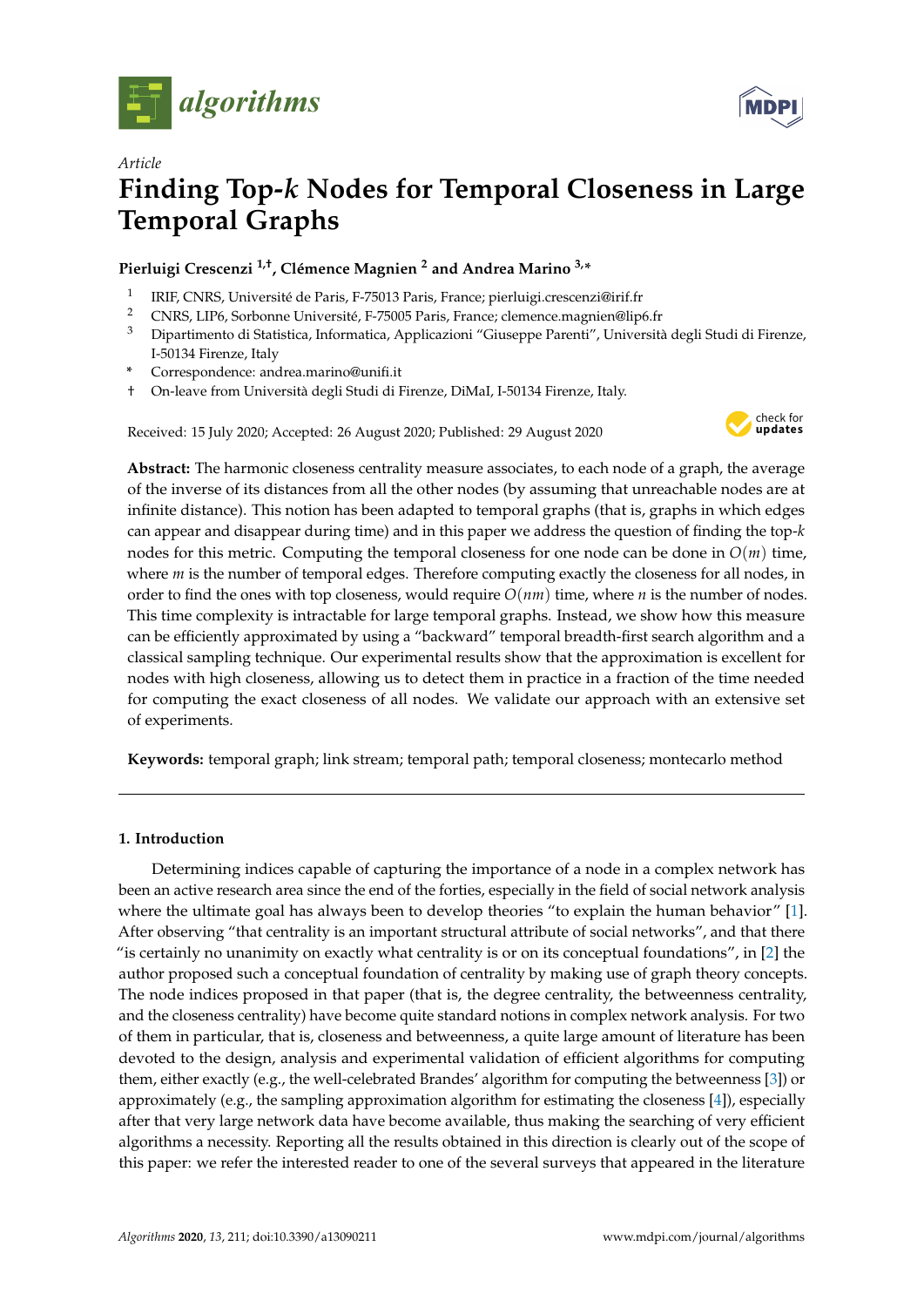*Article*

# Finding Top-*k* Nodes for Temporal Closeness in Large Temporal Graphs

**Pierluigi Crescenzi [1,†], Clémence Magnien [2] and Andrea Marino [3,*]**

1 IRIF, CNRS, Université de Paris, F-75013 Paris, France; pierluigi.crescenzi@irif.fr
2 CNRS, LIP6, Sorbonne Université, F-75005 Paris, France; clemence.magnien@lip6.fr
3 Dipartimento di Statistica, Informatica, Applicazioni "Giuseppe Parenti", Università degli Studi di Firenze, I-50134 Firenze, Italy
* Correspondence: andrea.marino@unifi.it
† On-leave from Università degli Studi di Firenze, DiMaI, I-50134 Firenze, Italy.

Received: 15 July 2020; Accepted: 26 August 2020; Published: 29 August 2020

**Abstract:** The harmonic closeness centrality measure associates, to each node of a graph, the average of the inverse of its distances from all the other nodes (by assuming that unreachable nodes are at infinite distance). This notion has been adapted to temporal graphs (that is, graphs in which edges can appear and disappear during time) and in this paper we address the question of finding the top-$k$ nodes for this metric. Computing the temporal closeness for one node can be done in $O(m)$ time, where $m$ is the number of temporal edges. Therefore computing exactly the closeness for all nodes, in order to find the ones with top closeness, would require $O(nm)$ time, where $n$ is the number of nodes. This time complexity is intractable for large temporal graphs. Instead, we show how this measure can be efficiently approximated by using a "backward" temporal breadth-first search algorithm and a classical sampling technique. Our experimental results show that the approximation is excellent for nodes with high closeness, allowing us to detect them in practice in a fraction of the time needed for computing the exact closeness of all nodes. We validate our approach with an extensive set of experiments.

**Keywords:** temporal graph; link stream; temporal path; temporal closeness; montecarlo method

## 1. Introduction

Determining indices capable of capturing the importance of a node in a complex network has been an active research area since the end of the forties, especially in the field of social network analysis where the ultimate goal has always been to develop theories "to explain the human behavior" [1]. After observing "that centrality is an important structural attribute of social networks", and that there "is certainly no unanimity on exactly what centrality is or on its conceptual foundations", in [2] the author proposed such a conceptual foundation of centrality by making use of graph theory concepts. The node indices proposed in that paper (that is, the degree centrality, the betweenness centrality, and the closeness centrality) have become quite standard notions in complex network analysis. For two of them in particular, that is, closeness and betweenness, a quite large amount of literature has been devoted to the design, analysis and experimental validation of efficient algorithms for computing them, either exactly (e.g., the well-celebrated Brandes' algorithm for computing the betweenness [3]) or approximately (e.g., the sampling approximation algorithm for estimating the closeness [4]), especially after that very large network data have become available, thus making the searching of very efficient algorithms a necessity. Reporting all the results obtained in this direction is clearly out of the scope of this paper: we refer the interested reader to one of the several surveys that appeared in the literature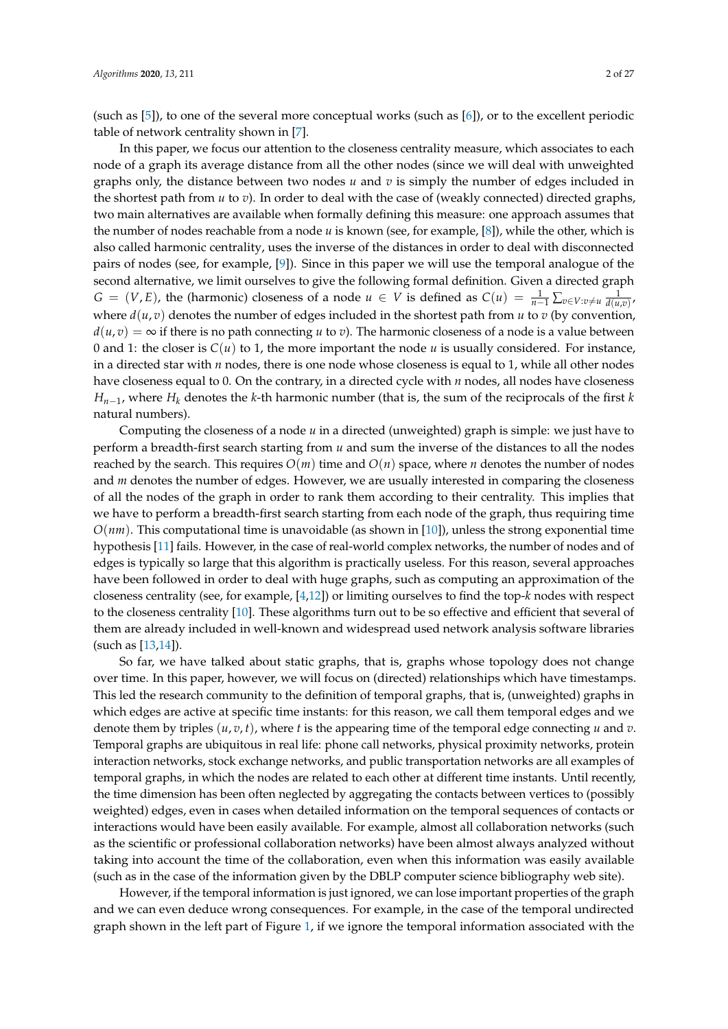(such as [5]), to one of the several more conceptual works (such as [6]), or to the excellent periodic table of network centrality shown in [7].

In this paper, we focus our attention to the closeness centrality measure, which associates to each node of a graph its average distance from all the other nodes (since we will deal with unweighted graphs only, the distance between two nodes $u$ and $v$ is simply the number of edges included in the shortest path from $u$ to $v$). In order to deal with the case of (weakly connected) directed graphs, two main alternatives are available when formally defining this measure: one approach assumes that the number of nodes reachable from a node $u$ is known (see, for example, [8]), while the other, which is also called harmonic centrality, uses the inverse of the distances in order to deal with disconnected pairs of nodes (see, for example, [9]). Since in this paper we will use the temporal analogue of the second alternative, we limit ourselves to give the following formal definition. Given a directed graph $G = (V, E)$, the (harmonic) closeness of a node $u \in V$ is defined as $C(u) = \frac{1}{n-1} \sum_{v \in V: v \neq u} \frac{1}{d(u,v)}$, where $d(u, v)$ denotes the number of edges included in the shortest path from $u$ to $v$ (by convention, $d(u, v) = \infty$ if there is no path connecting $u$ to $v$). The harmonic closeness of a node is a value between 0 and 1: the closer is $C(u)$ to 1, the more important the node $u$ is usually considered. For instance, in a directed star with $n$ nodes, there is one node whose closeness is equal to 1, while all other nodes have closeness equal to 0. On the contrary, in a directed cycle with $n$ nodes, all nodes have closeness $H_{n-1}$, where $H_k$ denotes the $k$-th harmonic number (that is, the sum of the reciprocals of the first $k$ natural numbers).

Computing the closeness of a node $u$ in a directed (unweighted) graph is simple: we just have to perform a breadth-first search starting from $u$ and sum the inverse of the distances to all the nodes reached by the search. This requires $O(m)$ time and $O(n)$ space, where $n$ denotes the number of nodes and $m$ denotes the number of edges. However, we are usually interested in comparing the closeness of all the nodes of the graph in order to rank them according to their centrality. This implies that we have to perform a breadth-first search starting from each node of the graph, thus requiring time $O(nm)$. This computational time is unavoidable (as shown in [10]), unless the strong exponential time hypothesis [11] fails. However, in the case of real-world complex networks, the number of nodes and of edges is typically so large that this algorithm is practically useless. For this reason, several approaches have been followed in order to deal with huge graphs, such as computing an approximation of the closeness centrality (see, for example, [4,12]) or limiting ourselves to find the top-$k$ nodes with respect to the closeness centrality [10]. These algorithms turn out to be so effective and efficient that several of them are already included in well-known and widespread used network analysis software libraries (such as [13,14]).

So far, we have talked about static graphs, that is, graphs whose topology does not change over time. In this paper, however, we will focus on (directed) relationships which have timestamps. This led the research community to the definition of temporal graphs, that is, (unweighted) graphs in which edges are active at specific time instants: for this reason, we call them temporal edges and we denote them by triples $(u, v, t)$, where $t$ is the appearing time of the temporal edge connecting $u$ and $v$. Temporal graphs are ubiquitous in real life: phone call networks, physical proximity networks, protein interaction networks, stock exchange networks, and public transportation networks are all examples of temporal graphs, in which the nodes are related to each other at different time instants. Until recently, the time dimension has been often neglected by aggregating the contacts between vertices to (possibly weighted) edges, even in cases when detailed information on the temporal sequences of contacts or interactions would have been easily available. For example, almost all collaboration networks (such as the scientific or professional collaboration networks) have been almost always analyzed without taking into account the time of the collaboration, even when this information was easily available (such as in the case of the information given by the DBLP computer science bibliography web site).

However, if the temporal information is just ignored, we can lose important properties of the graph and we can even deduce wrong consequences. For example, in the case of the temporal undirected graph shown in the left part of Figure 1, if we ignore the temporal information associated with the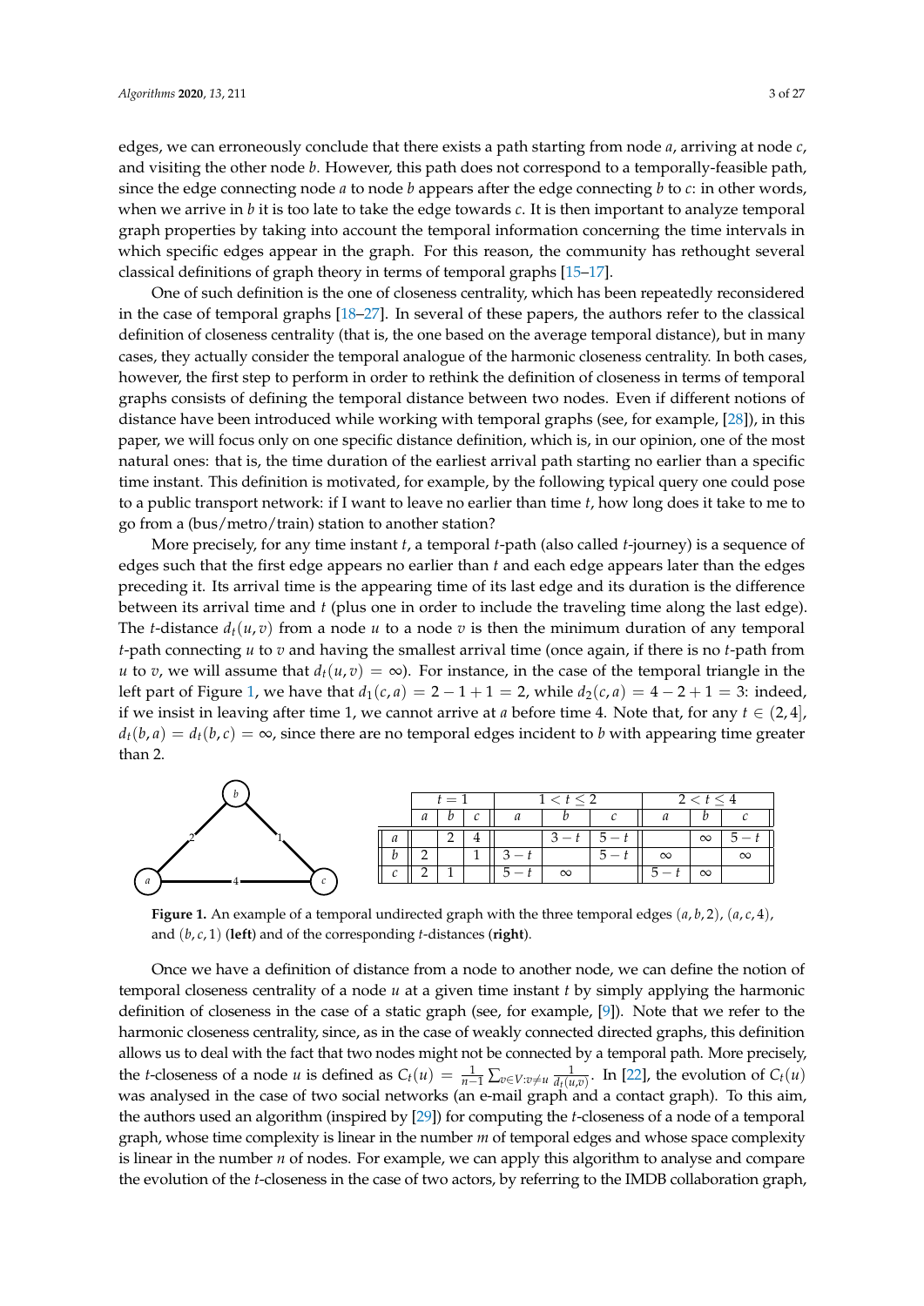edges, we can erroneously conclude that there exists a path starting from node $a$, arriving at node $c$, and visiting the other node $b$. However, this path does not correspond to a temporally-feasible path, since the edge connecting node $a$ to node $b$ appears after the edge connecting $b$ to $c$: in other words, when we arrive in $b$ it is too late to take the edge towards $c$. It is then important to analyze temporal graph properties by taking into account the temporal information concerning the time intervals in which specific edges appear in the graph. For this reason, the community has rethought several classical definitions of graph theory in terms of temporal graphs [15–17].

One of such definition is the one of closeness centrality, which has been repeatedly reconsidered in the case of temporal graphs [18–27]. In several of these papers, the authors refer to the classical definition of closeness centrality (that is, the one based on the average temporal distance), but in many cases, they actually consider the temporal analogue of the harmonic closeness centrality. In both cases, however, the first step to perform in order to rethink the definition of closeness in terms of temporal graphs consists of defining the temporal distance between two nodes. Even if different notions of distance have been introduced while working with temporal graphs (see, for example, [28]), in this paper, we will focus only on one specific distance definition, which is, in our opinion, one of the most natural ones: that is, the time duration of the earliest arrival path starting no earlier than a specific time instant. This definition is motivated, for example, by the following typical query one could pose to a public transport network: if I want to leave no earlier than time $t$, how long does it take to me to go from a (bus/metro/train) station to another station?

More precisely, for any time instant $t$, a temporal $t$-path (also called $t$-journey) is a sequence of edges such that the first edge appears no earlier than $t$ and each edge appears later than the edges preceding it. Its arrival time is the appearing time of its last edge and its duration is the difference between its arrival time and $t$ (plus one in order to include the traveling time along the last edge). The $t$-distance $d_t(u,v)$ from a node $u$ to a node $v$ is then the minimum duration of any temporal $t$-path connecting $u$ to $v$ and having the smallest arrival time (once again, if there is no $t$-path from $u$ to $v$, we will assume that $d_t(u,v) = \infty$). For instance, in the case of the temporal triangle in the left part of Figure 1, we have that $d_1(c,a) = 2 - 1 + 1 = 2$, while $d_2(c,a) = 4 - 2 + 1 = 3$: indeed, if we insist in leaving after time 1, we cannot arrive at $a$ before time 4. Note that, for any $t \in (2,4]$, $d_t(b,a) = d_t(b,c) = \infty$, since there are no temporal edges incident to $b$ with appearing time greater than 2.

b
2
1
a
4
c

| | $t=1$ | | | $1 < t \leq 2$ | | | $2 < t \leq 4$ | | |
|---|---|---|---|---|---|---|---|---|---|
| | $a$ | $b$ | $c$ | $a$ | $b$ | $c$ | $a$ | $b$ | $c$ |
| $a$ | | 2 | 4 | | $3-t$ | $5-t$ | | $\infty$ | $5-t$ |
| $b$ | 2 | | 1 | $3-t$ | | $5-t$ | $\infty$ | | $\infty$ |
| $c$ | 2 | 1 | | $5-t$ | $\infty$ | | $5-t$ | $\infty$ | |

**Figure 1.** An example of a temporal undirected graph with the three temporal edges $(a,b,2)$, $(a,c,4)$, and $(b,c,1)$ (**left**) and of the corresponding $t$-distances (**right**).

Once we have a definition of distance from a node to another node, we can define the notion of temporal closeness centrality of a node $u$ at a given time instant $t$ by simply applying the harmonic definition of closeness in the case of a static graph (see, for example, [9]). Note that we refer to the harmonic closeness centrality, since, as in the case of weakly connected directed graphs, this definition allows us to deal with the fact that two nodes might not be connected by a temporal path. More precisely, the $t$-closeness of a node $u$ is defined as $C_t(u) = \frac{1}{n-1}\sum_{v \in V: v \neq u} \frac{1}{d_t(u,v)}$. In [22], the evolution of $C_t(u)$ was analysed in the case of two social networks (an e-mail graph and a contact graph). To this aim, the authors used an algorithm (inspired by [29]) for computing the $t$-closeness of a node of a temporal graph, whose time complexity is linear in the number $m$ of temporal edges and whose space complexity is linear in the number $n$ of nodes. For example, we can apply this algorithm to analyse and compare the evolution of the $t$-closeness in the case of two actors, by referring to the IMDB collaboration graph,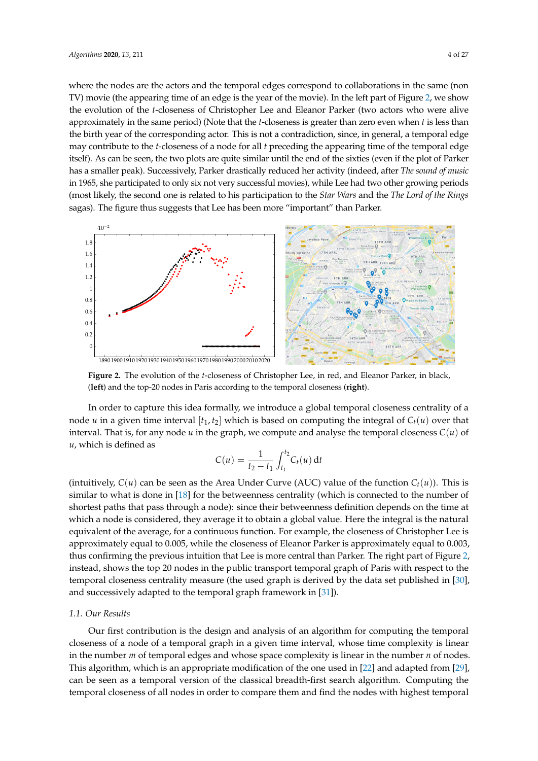where the nodes are the actors and the temporal edges correspond to collaborations in the same (non TV) movie (the appearing time of an edge is the year of the movie). In the left part of Figure 2, we show the evolution of the $t$-closeness of Christopher Lee and Eleanor Parker (two actors who were alive approximately in the same period) (Note that the $t$-closeness is greater than zero even when $t$ is less than the birth year of the corresponding actor. This is not a contradiction, since, in general, a temporal edge may contribute to the $t$-closeness of a node for all $t$ preceding the appearing time of the temporal edge itself). As can be seen, the two plots are quite similar until the end of the sixties (even if the plot of Parker has a smaller peak). Successively, Parker drastically reduced her activity (indeed, after *The sound of music* in 1965, she participated to only six not very successful movies), while Lee had two other growing periods (most likely, the second one is related to his participation to the *Star Wars* and the *The Lord of the Rings* sagas). The figure thus suggests that Lee has been more "important" than Parker.

**Figure 2.** The evolution of the $t$-closeness of Christopher Lee, in red, and Eleanor Parker, in black, (**left**) and the top-20 nodes in Paris according to the temporal closeness (**right**).

In order to capture this idea formally, we introduce a global temporal closeness centrality of a node $u$ in a given time interval $[t_1, t_2]$ which is based on computing the integral of $C_t(u)$ over that interval. That is, for any node $u$ in the graph, we compute and analyse the temporal closeness $C(u)$ of $u$, which is defined as

$$C(u) = \frac{1}{t_2 - t_1} \int_{t_1}^{t_2} C_t(u)\, \mathrm{d}t$$

(intuitively, $C(u)$ can be seen as the Area Under Curve (AUC) value of the function $C_t(u)$). This is similar to what is done in [18] for the betweenness centrality (which is connected to the number of shortest paths that pass through a node): since their betweenness definition depends on the time at which a node is considered, they average it to obtain a global value. Here the integral is the natural equivalent of the average, for a continuous function. For example, the closeness of Christopher Lee is approximately equal to 0.005, while the closeness of Eleanor Parker is approximately equal to 0.003, thus confirming the previous intuition that Lee is more central than Parker. The right part of Figure 2, instead, shows the top 20 nodes in the public transport temporal graph of Paris with respect to the temporal closeness centrality measure (the used graph is derived by the data set published in [30], and successively adapted to the temporal graph framework in [31]).

### 1.1. Our Results

Our first contribution is the design and analysis of an algorithm for computing the temporal closeness of a node of a temporal graph in a given time interval, whose time complexity is linear in the number $m$ of temporal edges and whose space complexity is linear in the number $n$ of nodes. This algorithm, which is an appropriate modification of the one used in [22] and adapted from [29], can be seen as a temporal version of the classical breadth-first search algorithm. Computing the temporal closeness of all nodes in order to compare them and find the nodes with highest temporal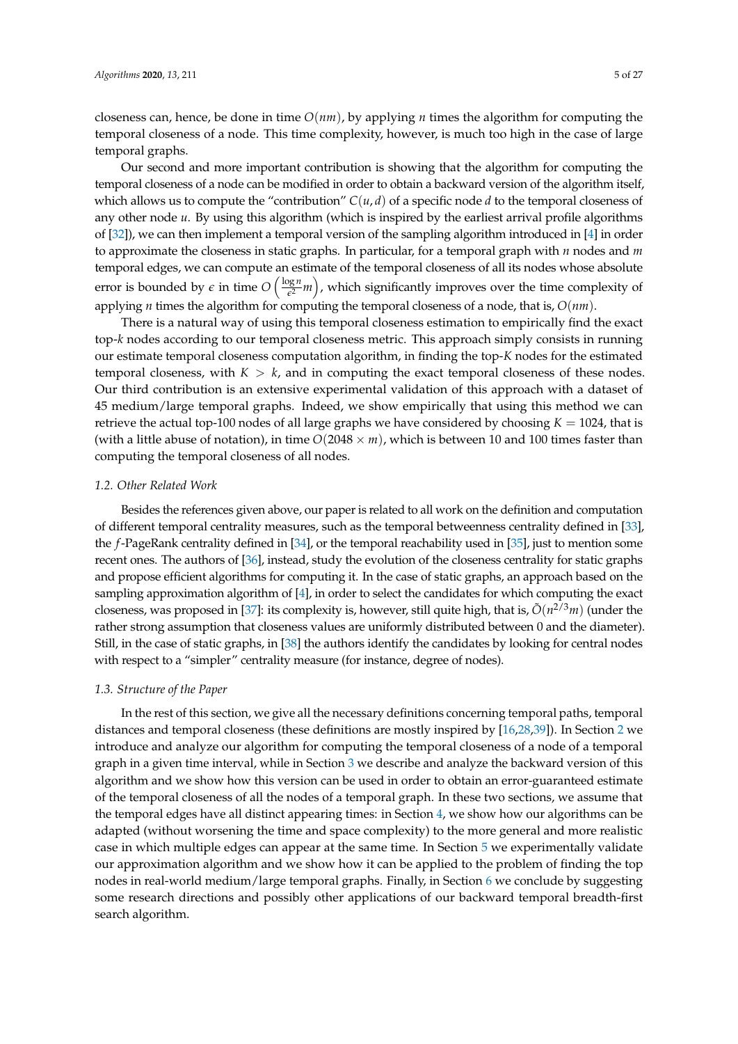closeness can, hence, be done in time $O(nm)$, by applying $n$ times the algorithm for computing the temporal closeness of a node. This time complexity, however, is much too high in the case of large temporal graphs.

Our second and more important contribution is showing that the algorithm for computing the temporal closeness of a node can be modified in order to obtain a backward version of the algorithm itself, which allows us to compute the "contribution" $C(u, d)$ of a specific node $d$ to the temporal closeness of any other node $u$. By using this algorithm (which is inspired by the earliest arrival profile algorithms of [32]), we can then implement a temporal version of the sampling algorithm introduced in [4] in order to approximate the closeness in static graphs. In particular, for a temporal graph with $n$ nodes and $m$ temporal edges, we can compute an estimate of the temporal closeness of all its nodes whose absolute error is bounded by $\epsilon$ in time $O\left(\frac{\log n}{\epsilon^2}m\right)$, which significantly improves over the time complexity of applying $n$ times the algorithm for computing the temporal closeness of a node, that is, $O(nm)$.

There is a natural way of using this temporal closeness estimation to empirically find the exact top-$k$ nodes according to our temporal closeness metric. This approach simply consists in running our estimate temporal closeness computation algorithm, in finding the top-$K$ nodes for the estimated temporal closeness, with $K > k$, and in computing the exact temporal closeness of these nodes. Our third contribution is an extensive experimental validation of this approach with a dataset of 45 medium/large temporal graphs. Indeed, we show empirically that using this method we can retrieve the actual top-100 nodes of all large graphs we have considered by choosing $K = 1024$, that is (with a little abuse of notation), in time $O(2048 \times m)$, which is between 10 and 100 times faster than computing the temporal closeness of all nodes.

### *1.2. Other Related Work*

Besides the references given above, our paper is related to all work on the definition and computation of different temporal centrality measures, such as the temporal betweenness centrality defined in [33], the $f$-PageRank centrality defined in [34], or the temporal reachability used in [35], just to mention some recent ones. The authors of [36], instead, study the evolution of the closeness centrality for static graphs and propose efficient algorithms for computing it. In the case of static graphs, an approach based on the sampling approximation algorithm of [4], in order to select the candidates for which computing the exact closeness, was proposed in [37]: its complexity is, however, still quite high, that is, $\tilde{O}(n^{2/3}m)$ (under the rather strong assumption that closeness values are uniformly distributed between 0 and the diameter). Still, in the case of static graphs, in [38] the authors identify the candidates by looking for central nodes with respect to a "simpler" centrality measure (for instance, degree of nodes).

### *1.3. Structure of the Paper*

In the rest of this section, we give all the necessary definitions concerning temporal paths, temporal distances and temporal closeness (these definitions are mostly inspired by [16,28,39]). In Section 2 we introduce and analyze our algorithm for computing the temporal closeness of a node of a temporal graph in a given time interval, while in Section 3 we describe and analyze the backward version of this algorithm and we show how this version can be used in order to obtain an error-guaranteed estimate of the temporal closeness of all the nodes of a temporal graph. In these two sections, we assume that the temporal edges have all distinct appearing times: in Section 4, we show how our algorithms can be adapted (without worsening the time and space complexity) to the more general and more realistic case in which multiple edges can appear at the same time. In Section 5 we experimentally validate our approximation algorithm and we show how it can be applied to the problem of finding the top nodes in real-world medium/large temporal graphs. Finally, in Section 6 we conclude by suggesting some research directions and possibly other applications of our backward temporal breadth-first search algorithm.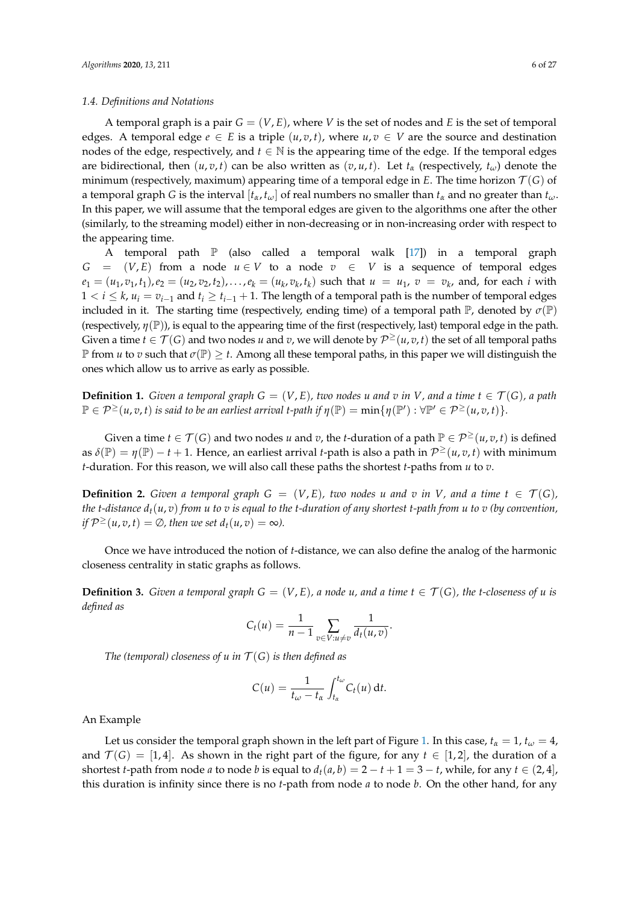### 1.4. Definitions and Notations

A temporal graph is a pair $G = (V, E)$, where $V$ is the set of nodes and $E$ is the set of temporal edges. A temporal edge $e \in E$ is a triple $(u, v, t)$, where $u, v \in V$ are the source and destination nodes of the edge, respectively, and $t \in \mathbb{N}$ is the appearing time of the edge. If the temporal edges are bidirectional, then $(u, v, t)$ can be also written as $(v, u, t)$. Let $t_\alpha$ (respectively, $t_\omega$) denote the minimum (respectively, maximum) appearing time of a temporal edge in $E$. The time horizon $\mathcal{T}(G)$ of a temporal graph $G$ is the interval $[t_\alpha, t_\omega]$ of real numbers no smaller than $t_\alpha$ and no greater than $t_\omega$. In this paper, we will assume that the temporal edges are given to the algorithms one after the other (similarly, to the streaming model) either in non-decreasing or in non-increasing order with respect to the appearing time.

A temporal path $\mathbb{P}$ (also called a temporal walk [17]) in a temporal graph $G = (V, E)$ from a node $u \in V$ to a node $v \in V$ is a sequence of temporal edges $e_1 = (u_1, v_1, t_1), e_2 = (u_2, v_2, t_2), \ldots, e_k = (u_k, v_k, t_k)$ such that $u = u_1$, $v = v_k$, and, for each $i$ with $1 < i \leq k$, $u_i = v_{i-1}$ and $t_i \geq t_{i-1} + 1$. The length of a temporal path is the number of temporal edges included in it. The starting time (respectively, ending time) of a temporal path $\mathbb{P}$, denoted by $\sigma(\mathbb{P})$ (respectively, $\eta(\mathbb{P})$), is equal to the appearing time of the first (respectively, last) temporal edge in the path. Given a time $t \in \mathcal{T}(G)$ and two nodes $u$ and $v$, we will denote by $\mathcal{P}^{\geq}(u, v, t)$ the set of all temporal paths $\mathbb{P}$ from $u$ to $v$ such that $\sigma(\mathbb{P}) \geq t$. Among all these temporal paths, in this paper we will distinguish the ones which allow us to arrive as early as possible.

**Definition 1.** *Given a temporal graph $G = (V, E)$, two nodes $u$ and $v$ in $V$, and a time $t \in \mathcal{T}(G)$, a path $\mathbb{P} \in \mathcal{P}^{\geq}(u, v, t)$ is said to be an earliest arrival $t$-path if $\eta(\mathbb{P}) = \min\{\eta(\mathbb{P}') : \forall \mathbb{P}' \in \mathcal{P}^{\geq}(u, v, t)\}$.*

Given a time $t \in \mathcal{T}(G)$ and two nodes $u$ and $v$, the $t$-duration of a path $\mathbb{P} \in \mathcal{P}^{\geq}(u, v, t)$ is defined as $\delta(\mathbb{P}) = \eta(\mathbb{P}) - t + 1$. Hence, an earliest arrival $t$-path is also a path in $\mathcal{P}^{\geq}(u, v, t)$ with minimum $t$-duration. For this reason, we will also call these paths the shortest $t$-paths from $u$ to $v$.

**Definition 2.** *Given a temporal graph $G = (V, E)$, two nodes $u$ and $v$ in $V$, and a time $t \in \mathcal{T}(G)$, the $t$-distance $d_t(u, v)$ from $u$ to $v$ is equal to the $t$-duration of any shortest $t$-path from $u$ to $v$ (by convention, if $\mathcal{P}^{\geq}(u, v, t) = \emptyset$, then we set $d_t(u, v) = \infty$).*

Once we have introduced the notion of $t$-distance, we can also define the analog of the harmonic closeness centrality in static graphs as follows.

**Definition 3.** *Given a temporal graph $G = (V, E)$, a node $u$, and a time $t \in \mathcal{T}(G)$, the $t$-closeness of $u$ is defined as*

$$C_t(u) = \frac{1}{n-1} \sum_{v \in V : u \neq v} \frac{1}{d_t(u, v)}.$$

*The (temporal) closeness of $u$ in $\mathcal{T}(G)$ is then defined as*

$$C(u) = \frac{1}{t_\omega - t_\alpha} \int_{t_\alpha}^{t_\omega} C_t(u) \, \mathrm{d}t.$$

An Example

Let us consider the temporal graph shown in the left part of Figure 1. In this case, $t_\alpha = 1$, $t_\omega = 4$, and $\mathcal{T}(G) = [1, 4]$. As shown in the right part of the figure, for any $t \in [1, 2]$, the duration of a shortest $t$-path from node $a$ to node $b$ is equal to $d_t(a, b) = 2 - t + 1 = 3 - t$, while, for any $t \in (2, 4]$, this duration is infinity since there is no $t$-path from node $a$ to node $b$. On the other hand, for any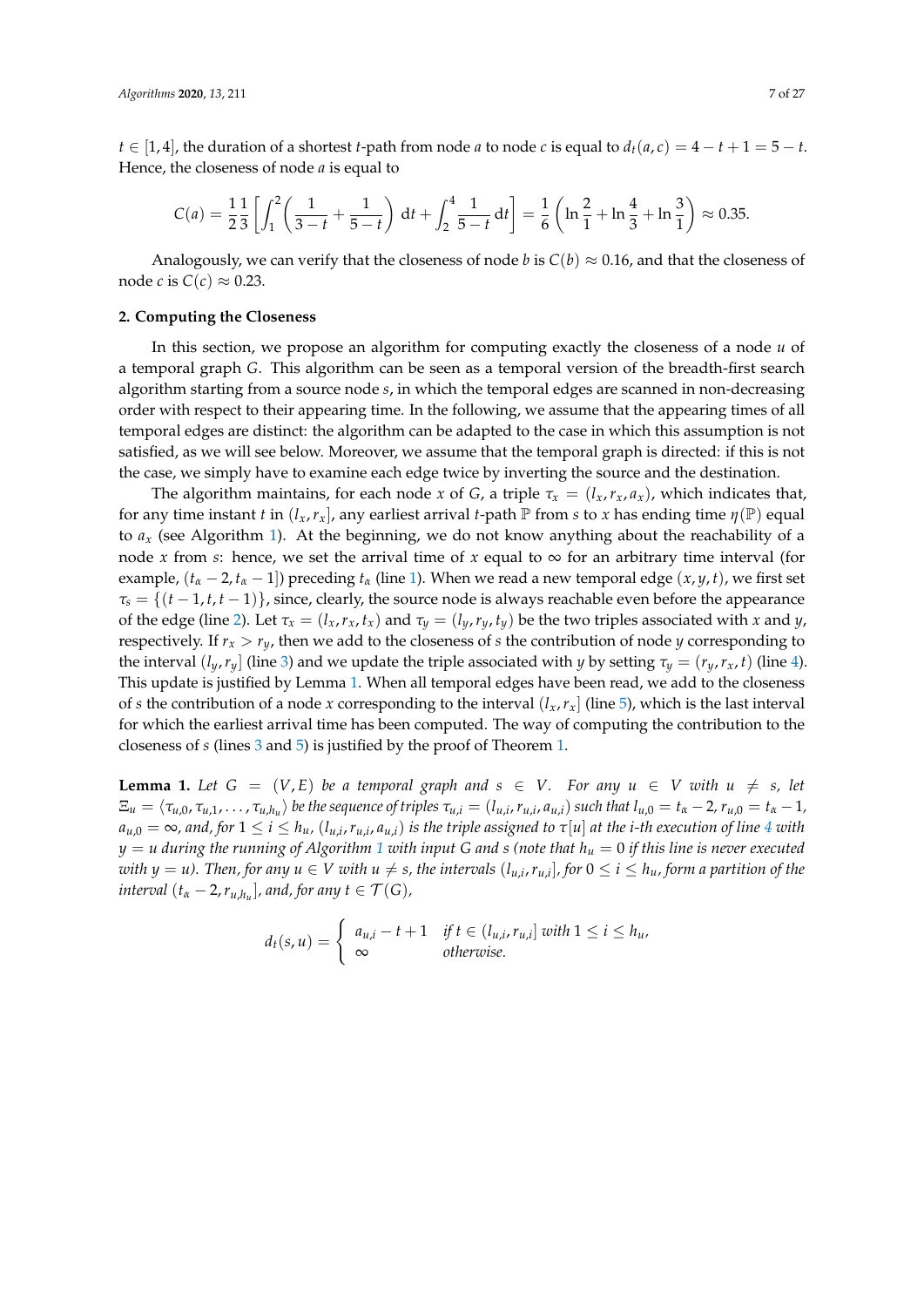$t \in [1,4]$, the duration of a shortest $t$-path from node $a$ to node $c$ is equal to $d_t(a,c) = 4 - t + 1 = 5 - t$. Hence, the closeness of node $a$ is equal to

$$C(a) = \frac{1}{2}\frac{1}{3}\left[\int_1^2 \left(\frac{1}{3-t} + \frac{1}{5-t}\right) \mathrm{d}t + \int_2^4 \frac{1}{5-t}\mathrm{d}t\right] = \frac{1}{6}\left(\ln\frac{2}{1} + \ln\frac{4}{3} + \ln\frac{3}{1}\right) \approx 0.35.$$

Analogously, we can verify that the closeness of node $b$ is $C(b) \approx 0.16$, and that the closeness of node $c$ is $C(c) \approx 0.23$.

## 2. Computing the Closeness

In this section, we propose an algorithm for computing exactly the closeness of a node $u$ of a temporal graph $G$. This algorithm can be seen as a temporal version of the breadth-first search algorithm starting from a source node $s$, in which the temporal edges are scanned in non-decreasing order with respect to their appearing time. In the following, we assume that the appearing times of all temporal edges are distinct: the algorithm can be adapted to the case in which this assumption is not satisfied, as we will see below. Moreover, we assume that the temporal graph is directed: if this is not the case, we simply have to examine each edge twice by inverting the source and the destination.

The algorithm maintains, for each node $x$ of $G$, a triple $\tau_x = (l_x, r_x, a_x)$, which indicates that, for any time instant $t$ in $(l_x, r_x]$, any earliest arrival $t$-path $\mathbb{P}$ from $s$ to $x$ has ending time $\eta(\mathbb{P})$ equal to $a_x$ (see Algorithm 1). At the beginning, we do not know anything about the reachability of a node $x$ from $s$: hence, we set the arrival time of $x$ equal to $\infty$ for an arbitrary time interval (for example, $(t_\alpha - 2, t_\alpha - 1]$) preceding $t_\alpha$ (line 1). When we read a new temporal edge $(x, y, t)$, we first set $\tau_s = \{(t-1, t, t-1)\}$, since, clearly, the source node is always reachable even before the appearance of the edge (line 2). Let $\tau_x = (l_x, r_x, t_x)$ and $\tau_y = (l_y, r_y, t_y)$ be the two triples associated with $x$ and $y$, respectively. If $r_x > r_y$, then we add to the closeness of $s$ the contribution of node $y$ corresponding to the interval $(l_y, r_y]$ (line 3) and we update the triple associated with $y$ by setting $\tau_y = (r_y, r_x, t)$ (line 4). This update is justified by Lemma 1. When all temporal edges have been read, we add to the closeness of $s$ the contribution of a node $x$ corresponding to the interval $(l_x, r_x]$ (line 5), which is the last interval for which the earliest arrival time has been computed. The way of computing the contribution to the closeness of $s$ (lines 3 and 5) is justified by the proof of Theorem 1.

**Lemma 1.** *Let $G = (V, E)$ be a temporal graph and $s \in V$. For any $u \in V$ with $u \neq s$, let $\Xi_u = \langle \tau_{u,0}, \tau_{u,1}, \ldots, \tau_{u,h_u} \rangle$ be the sequence of triples $\tau_{u,i} = (l_{u,i}, r_{u,i}, a_{u,i})$ such that $l_{u,0} = t_\alpha - 2$, $r_{u,0} = t_\alpha - 1$, $a_{u,0} = \infty$, and, for $1 \leq i \leq h_u$, $(l_{u,i}, r_{u,i}, a_{u,i})$ is the triple assigned to $\tau[u]$ at the $i$-th execution of line 4 with $y = u$ during the running of Algorithm 1 with input $G$ and $s$ (note that $h_u = 0$ if this line is never executed with $y = u$). Then, for any $u \in V$ with $u \neq s$, the intervals $(l_{u,i}, r_{u,i}]$, for $0 \leq i \leq h_u$, form a partition of the interval $(t_\alpha - 2, r_{u,h_u}]$, and, for any $t \in \mathcal{T}(G)$,*

$$d_t(s,u) = \begin{cases} a_{u,i} - t + 1 & \text{if } t \in (l_{u,i}, r_{u,i}] \text{ with } 1 \leq i \leq h_u, \\ \infty & \text{otherwise.} \end{cases}$$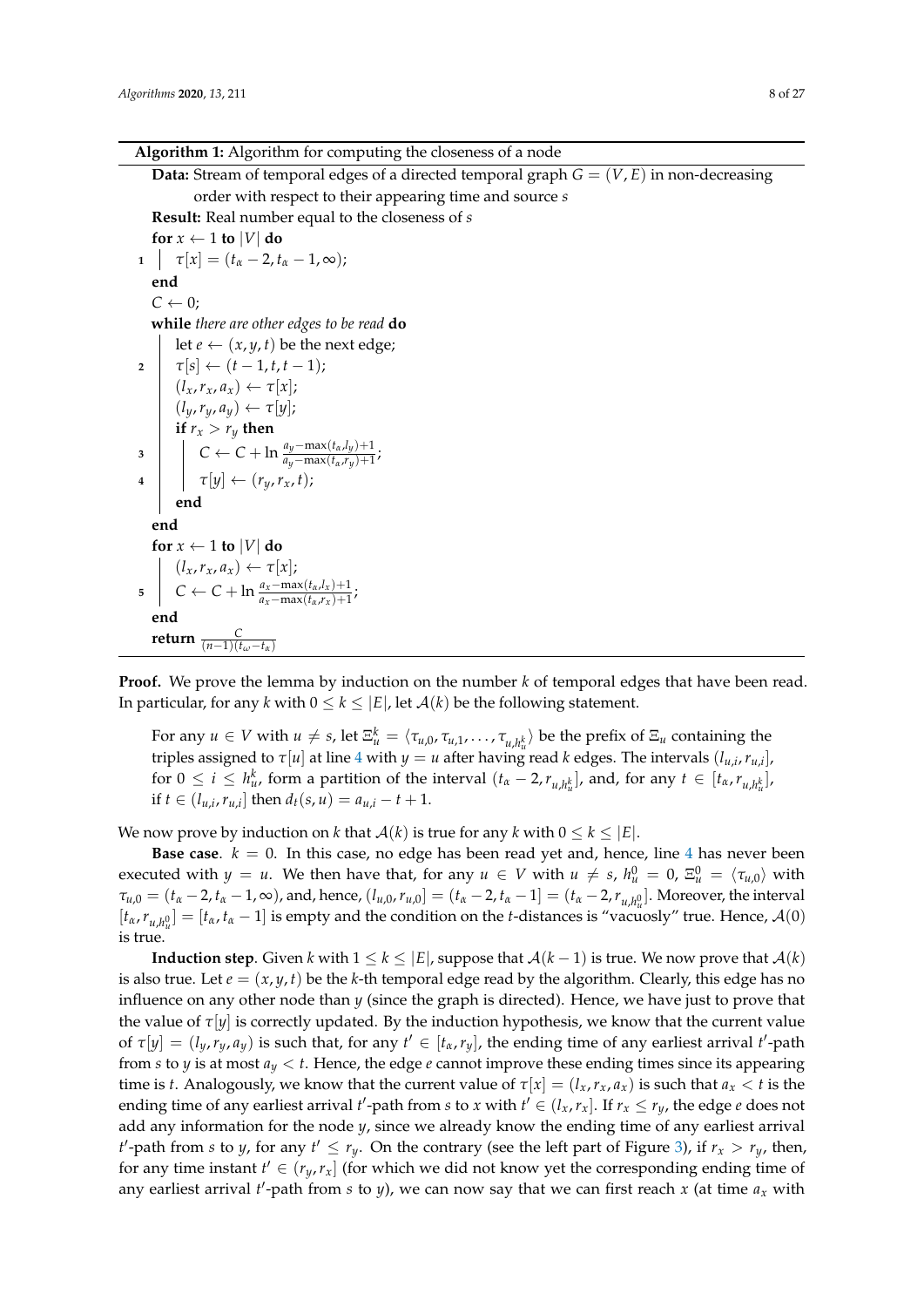**Algorithm 1:** Algorithm for computing the closeness of a node

```
Data: Stream of temporal edges of a directed temporal graph G = (V, E) in non-decreasing
      order with respect to their appearing time and source s
Result: Real number equal to the closeness of s
  for x ← 1 to |V| do
1 |   τ[x] = (t_α − 2, t_α − 1, ∞);
  end
  C ← 0;
  while there are other edges to be read do
  |   let e ← (x, y, t) be the next edge;
2 |   τ[s] ← (t − 1, t, t − 1);
  |   (l_x, r_x, a_x) ← τ[x];
  |   (l_y, r_y, a_y) ← τ[y];
  |   if r_x > r_y then
3 |   |   C ← C + ln (a_y − max(t_α, l_y) + 1) / (a_y − max(t_α, r_y) + 1);
4 |   |   τ[y] ← (r_y, r_x, t);
  |   end
  end
  for x ← 1 to |V| do
  |   (l_x, r_x, a_x) ← τ[x];
5 |   C ← C + ln (a_x − max(t_α, l_x) + 1) / (a_x − max(t_α, r_x) + 1);
  end
  return C / ((n − 1)(t_ω − t_α))
```

**Proof.** We prove the lemma by induction on the number $k$ of temporal edges that have been read. In particular, for any $k$ with $0 \leq k \leq |E|$, let $\mathcal{A}(k)$ be the following statement.

> For any $u \in V$ with $u \neq s$, let $\Xi_u^k = \langle \tau_{u,0}, \tau_{u,1}, \ldots, \tau_{u,h_u^k} \rangle$ be the prefix of $\Xi_u$ containing the triples assigned to $\tau[u]$ at line 4 with $y = u$ after having read $k$ edges. The intervals $(l_{u,i}, r_{u,i}]$, for $0 \leq i \leq h_u^k$, form a partition of the interval $(t_\alpha - 2, r_{u,h_u^k}]$, and, for any $t \in [t_\alpha, r_{u,h_u^k}]$, if $t \in (l_{u,i}, r_{u,i}]$ then $d_t(s,u) = a_{u,i} - t + 1$.

We now prove by induction on $k$ that $\mathcal{A}(k)$ is true for any $k$ with $0 \leq k \leq |E|$.

**Base case**. $k = 0$. In this case, no edge has been read yet and, hence, line 4 has never been executed with $y = u$. We then have that, for any $u \in V$ with $u \neq s$, $h_u^0 = 0$, $\Xi_u^0 = \langle \tau_{u,0} \rangle$ with $\tau_{u,0} = (t_\alpha - 2, t_\alpha - 1, \infty)$, and, hence, $(l_{u,0}, r_{u,0}] = (t_\alpha - 2, t_\alpha - 1] = (t_\alpha - 2, r_{u,h_u^0}]$. Moreover, the interval $[t_\alpha, r_{u,h_u^0}] = [t_\alpha, t_\alpha - 1]$ is empty and the condition on the $t$-distances is "vacuosly" true. Hence, $\mathcal{A}(0)$ is true.

**Induction step**. Given $k$ with $1 \leq k \leq |E|$, suppose that $\mathcal{A}(k-1)$ is true. We now prove that $\mathcal{A}(k)$ is also true. Let $e = (x, y, t)$ be the $k$-th temporal edge read by the algorithm. Clearly, this edge has no influence on any other node than $y$ (since the graph is directed). Hence, we have just to prove that the value of $\tau[y]$ is correctly updated. By the induction hypothesis, we know that the current value of $\tau[y] = (l_y, r_y, a_y)$ is such that, for any $t' \in [t_\alpha, r_y]$, the ending time of any earliest arrival $t'$-path from $s$ to $y$ is at most $a_y < t$. Hence, the edge $e$ cannot improve these ending times since its appearing time is $t$. Analogously, we know that the current value of $\tau[x] = (l_x, r_x, a_x)$ is such that $a_x < t$ is the ending time of any earliest arrival $t'$-path from $s$ to $x$ with $t' \in (l_x, r_x]$. If $r_x \leq r_y$, the edge $e$ does not add any information for the node $y$, since we already know the ending time of any earliest arrival $t'$-path from $s$ to $y$, for any $t' \leq r_y$. On the contrary (see the left part of Figure 3), if $r_x > r_y$, then, for any time instant $t' \in (r_y, r_x]$ (for which we did not know yet the corresponding ending time of any earliest arrival $t'$-path from $s$ to $y$), we can now say that we can first reach $x$ (at time $a_x$ with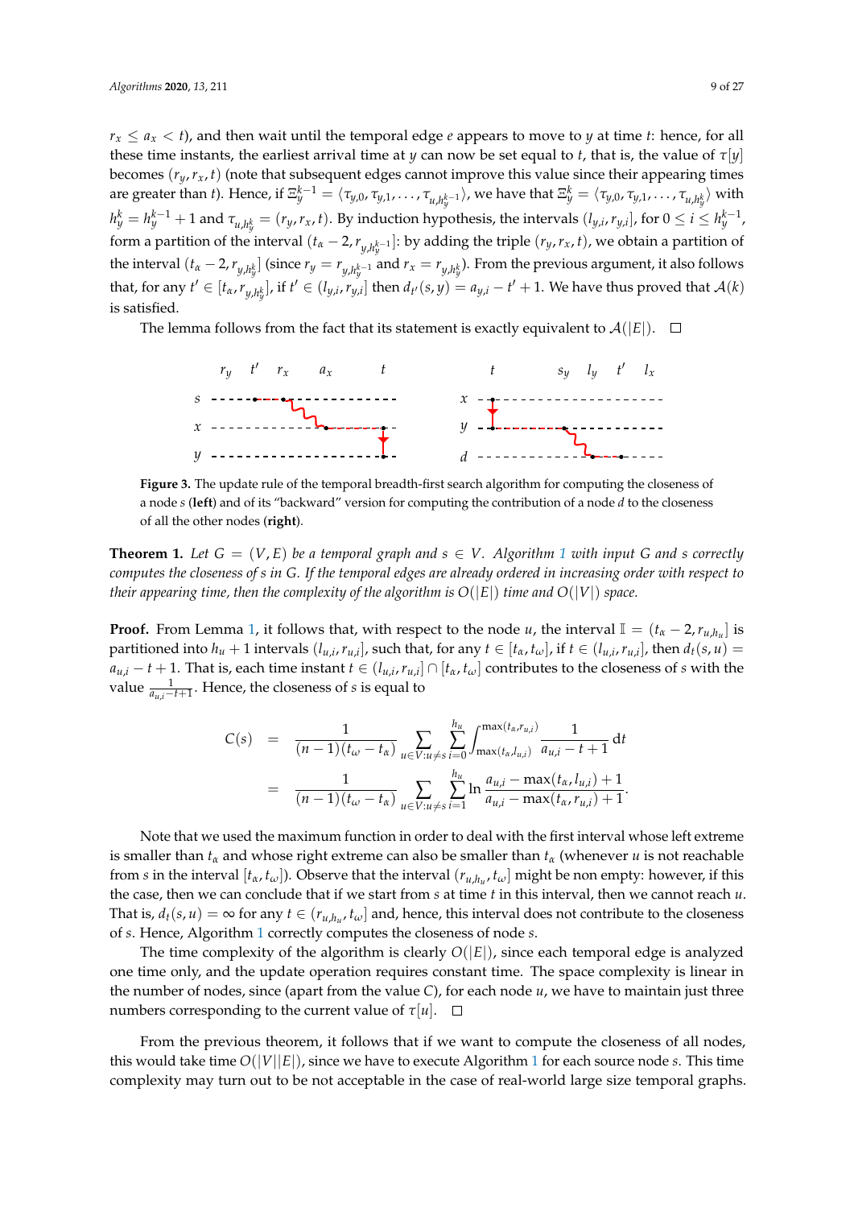$r_x \leq a_x < t$), and then wait until the temporal edge $e$ appears to move to $y$ at time $t$: hence, for all these time instants, the earliest arrival time at $y$ can now be set equal to $t$, that is, the value of $\tau[y]$ becomes $(r_y, r_x, t)$ (note that subsequent edges cannot improve this value since their appearing times are greater than $t$). Hence, if $\Xi_y^{k-1} = \langle \tau_{y,0}, \tau_{y,1}, \ldots, \tau_{u,h_y^{k-1}} \rangle$, we have that $\Xi_y^k = \langle \tau_{y,0}, \tau_{y,1}, \ldots, \tau_{u,h_y^k} \rangle$ with $h_y^k = h_y^{k-1} + 1$ and $\tau_{u,h_y^k} = (r_y, r_x, t)$. By induction hypothesis, the intervals $(l_{y,i}, r_{y,i}]$, for $0 \leq i \leq h_y^{k-1}$, form a partition of the interval $(t_\alpha - 2, r_{y,h_y^{k-1}}]$: by adding the triple $(r_y, r_x, t)$, we obtain a partition of the interval $(t_\alpha - 2, r_{y,h_y^k}]$ (since $r_y = r_{y,h_y^{k-1}}$ and $r_x = r_{y,h_y^k}$). From the previous argument, it also follows that, for any $t' \in [t_\alpha, r_{y,h_y^k}]$, if $t' \in (l_{y,i}, r_{y,i}]$ then $d_{t'}(s, y) = a_{y,i} - t' + 1$. We have thus proved that $\mathcal{A}(k)$ is satisfied.

The lemma follows from the fact that its statement is exactly equivalent to $\mathcal{A}(|E|)$. $\square$

**Figure 3.** The update rule of the temporal breadth-first search algorithm for computing the closeness of a node $s$ (**left**) and of its "backward" version for computing the contribution of a node $d$ to the closeness of all the other nodes (**right**).

**Theorem 1.** *Let $G = (V, E)$ be a temporal graph and $s \in V$. Algorithm 1 with input $G$ and $s$ correctly computes the closeness of $s$ in $G$. If the temporal edges are already ordered in increasing order with respect to their appearing time, then the complexity of the algorithm is $O(|E|)$ time and $O(|V|)$ space.*

**Proof.** From Lemma 1, it follows that, with respect to the node $u$, the interval $\mathbb{I} = (t_\alpha - 2, r_{u,h_u}]$ is partitioned into $h_u + 1$ intervals $(l_{u,i}, r_{u,i}]$, such that, for any $t \in [t_\alpha, t_\omega]$, if $t \in (l_{u,i}, r_{u,i}]$, then $d_t(s, u) = a_{u,i} - t + 1$. That is, each time instant $t \in (l_{u,i}, r_{u,i}] \cap [t_\alpha, t_\omega]$ contributes to the closeness of $s$ with the value $\frac{1}{a_{u,i} - t + 1}$. Hence, the closeness of $s$ is equal to

$$
\begin{aligned}
C(s) &= \frac{1}{(n-1)(t_\omega - t_\alpha)} \sum_{u \in V : u \neq s} \sum_{i=0}^{h_u} \int_{\max(t_\alpha, l_{u,i})}^{\max(t_\alpha, r_{u,i})} \frac{1}{a_{u,i} - t + 1} \, \mathrm{d}t \\
&= \frac{1}{(n-1)(t_\omega - t_\alpha)} \sum_{u \in V : u \neq s} \sum_{i=1}^{h_u} \ln \frac{a_{u,i} - \max(t_\alpha, l_{u,i}) + 1}{a_{u,i} - \max(t_\alpha, r_{u,i}) + 1}.
\end{aligned}
$$

Note that we used the maximum function in order to deal with the first interval whose left extreme is smaller than $t_\alpha$ and whose right extreme can also be smaller than $t_\alpha$ (whenever $u$ is not reachable from $s$ in the interval $[t_\alpha, t_\omega]$). Observe that the interval $(r_{u,h_u}, t_\omega]$ might be non empty: however, if this the case, then we can conclude that if we start from $s$ at time $t$ in this interval, then we cannot reach $u$. That is, $d_t(s, u) = \infty$ for any $t \in (r_{u,h_u}, t_\omega]$ and, hence, this interval does not contribute to the closeness of $s$. Hence, Algorithm 1 correctly computes the closeness of node $s$.

The time complexity of the algorithm is clearly $O(|E|)$, since each temporal edge is analyzed one time only, and the update operation requires constant time. The space complexity is linear in the number of nodes, since (apart from the value $C$), for each node $u$, we have to maintain just three numbers corresponding to the current value of $\tau[u]$. $\square$

From the previous theorem, it follows that if we want to compute the closeness of all nodes, this would take time $O(|V||E|)$, since we have to execute Algorithm 1 for each source node $s$. This time complexity may turn out to be not acceptable in the case of real-world large size temporal graphs.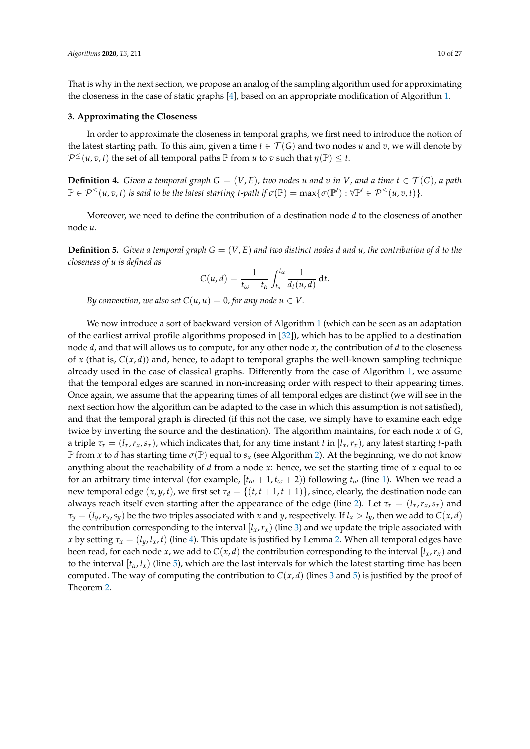That is why in the next section, we propose an analog of the sampling algorithm used for approximating the closeness in the case of static graphs [4], based on an appropriate modification of Algorithm 1.

## 3. Approximating the Closeness

In order to approximate the closeness in temporal graphs, we first need to introduce the notion of the latest starting path. To this aim, given a time $t \in \mathcal{T}(G)$ and two nodes $u$ and $v$, we will denote by $\mathcal{P}^{\leq}(u,v,t)$ the set of all temporal paths $\mathbb{P}$ from $u$ to $v$ such that $\eta(\mathbb{P}) \leq t$.

**Definition 4.** *Given a temporal graph $G = (V, E)$, two nodes $u$ and $v$ in $V$, and a time $t \in \mathcal{T}(G)$, a path $\mathbb{P} \in \mathcal{P}^{\leq}(u,v,t)$ is said to be the latest starting $t$-path if $\sigma(\mathbb{P}) = \max\{\sigma(\mathbb{P}') : \forall \mathbb{P}' \in \mathcal{P}^{\leq}(u,v,t)\}$.*

Moreover, we need to define the contribution of a destination node $d$ to the closeness of another node $u$.

**Definition 5.** *Given a temporal graph $G = (V, E)$ and two distinct nodes $d$ and $u$, the contribution of $d$ to the closeness of $u$ is defined as*

$$C(u,d) = \frac{1}{t_\omega - t_\alpha} \int_{t_\alpha}^{t_\omega} \frac{1}{d_t(u,d)} \, \mathrm{d}t.$$

*By convention, we also set $C(u,u) = 0$, for any node $u \in V$.*

We now introduce a sort of backward version of Algorithm 1 (which can be seen as an adaptation of the earliest arrival profile algorithms proposed in [32]), which has to be applied to a destination node $d$, and that will allows us to compute, for any other node $x$, the contribution of $d$ to the closeness of $x$ (that is, $C(x,d)$) and, hence, to adapt to temporal graphs the well-known sampling technique already used in the case of classical graphs. Differently from the case of Algorithm 1, we assume that the temporal edges are scanned in non-increasing order with respect to their appearing times. Once again, we assume that the appearing times of all temporal edges are distinct (we will see in the next section how the algorithm can be adapted to the case in which this assumption is not satisfied), and that the temporal graph is directed (if this not the case, we simply have to examine each edge twice by inverting the source and the destination). The algorithm maintains, for each node $x$ of $G$, a triple $\tau_x = (l_x, r_x, s_x)$, which indicates that, for any time instant $t$ in $[l_x, r_x)$, any latest starting $t$-path $\mathbb{P}$ from $x$ to $d$ has starting time $\sigma(\mathbb{P})$ equal to $s_x$ (see Algorithm 2). At the beginning, we do not know anything about the reachability of $d$ from a node $x$: hence, we set the starting time of $x$ equal to $\infty$ for an arbitrary time interval (for example, $[t_\omega + 1, t_\omega + 2)$) following $t_\omega$ (line 1). When we read a new temporal edge $(x, y, t)$, we first set $\tau_d = \{(t, t+1, t+1)\}$, since, clearly, the destination node can always reach itself even starting after the appearance of the edge (line 2). Let $\tau_x = (l_x, r_x, s_x)$ and $\tau_y = (l_y, r_y, s_y)$ be the two triples associated with $x$ and $y$, respectively. If $l_x > l_y$, then we add to $C(x,d)$ the contribution corresponding to the interval $[l_x, r_x)$ (line 3) and we update the triple associated with $x$ by setting $\tau_x = (l_y, l_x, t)$ (line 4). This update is justified by Lemma 2. When all temporal edges have been read, for each node $x$, we add to $C(x,d)$ the contribution corresponding to the interval $[l_x, r_x)$ and to the interval $[t_\alpha, l_x)$ (line 5), which are the last intervals for which the latest starting time has been computed. The way of computing the contribution to $C(x,d)$ (lines 3 and 5) is justified by the proof of Theorem 2.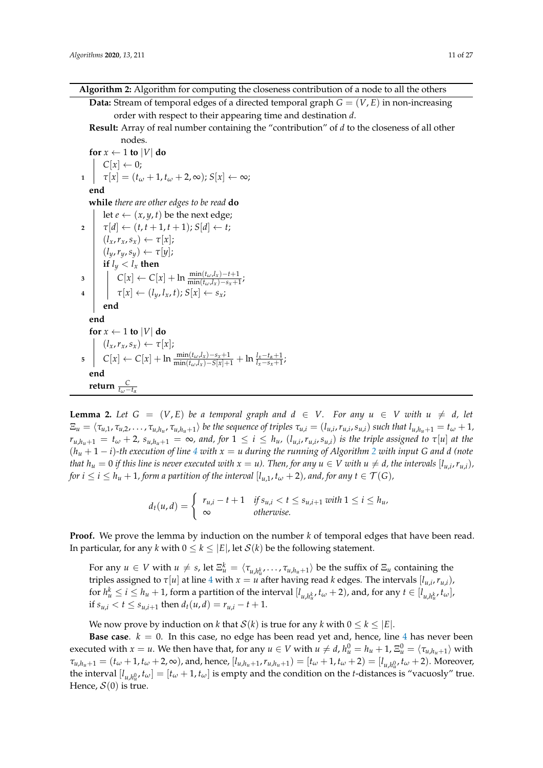**Algorithm 2:** Algorithm for computing the closeness contribution of a node to all the others

```
Data: Stream of temporal edges of a directed temporal graph G = (V, E) in non-increasing
      order with respect to their appearing time and destination d.
Result: Array of real number containing the "contribution" of d to the closeness of all other
        nodes.
  for x ← 1 to |V| do
      C[x] ← 0;
1     τ[x] = (t_ω + 1, t_ω + 2, ∞); S[x] ← ∞;
  end
  while there are other edges to be read do
      let e ← (x, y, t) be the next edge;
2     τ[d] ← (t, t + 1, t + 1); S[d] ← t;
      (l_x, r_x, s_x) ← τ[x];
      (l_y, r_y, s_y) ← τ[y];
      if l_y < l_x then
3         C[x] ← C[x] + ln (min(t_ω, l_x) − t + 1) / (min(t_ω, l_x) − s_x + 1);
4         τ[x] ← (l_y, l_x, t); S[x] ← s_x;
      end
  end
  for x ← 1 to |V| do
      (l_x, r_x, s_x) ← τ[x];
5     C[x] ← C[x] + ln (min(t_ω, l_x) − s_x + 1) / (min(t_ω, l_x) − S[x] + 1) + ln (l_x − t_α + 1) / (l_x − s_x + 1);
  end
  return C / (t_ω − t_α)
```

**Lemma 2.** *Let $G = (V, E)$ be a temporal graph and $d \in V$. For any $u \in V$ with $u \neq d$, let $\Xi_u = \langle \tau_{u,1}, \tau_{u,2}, \ldots, \tau_{u,h_u}, \tau_{u,h_u+1} \rangle$ be the sequence of triples $\tau_{u,i} = (l_{u,i}, r_{u,i}, s_{u,i})$ such that $l_{u,h_u+1} = t_\omega + 1$, $r_{u,h_u+1} = t_\omega + 2$, $s_{u,h_u+1} = \infty$, and, for $1 \leq i \leq h_u$, $(l_{u,i}, r_{u,i}, s_{u,i})$ is the triple assigned to $\tau[u]$ at the $(h_u + 1 - i)$-th execution of line 4 with $x = u$ during the running of Algorithm 2 with input $G$ and $d$ (note that $h_u = 0$ if this line is never executed with $x = u$). Then, for any $u \in V$ with $u \neq d$, the intervals $[l_{u,i}, r_{u,i})$, for $i \leq i \leq h_u + 1$, form a partition of the interval $[l_{u,1}, t_\omega + 2)$, and, for any $t \in \mathcal{T}(G)$,*

$$d_t(u, d) = \begin{cases} r_{u,i} - t + 1 & \text{if } s_{u,i} < t \leq s_{u,i+1} \text{ with } 1 \leq i \leq h_u, \\ \infty & \text{otherwise.} \end{cases}$$

**Proof.** We prove the lemma by induction on the number $k$ of temporal edges that have been read. In particular, for any $k$ with $0 \leq k \leq |E|$, let $\mathcal{S}(k)$ be the following statement.

> For any $u \in V$ with $u \neq s$, let $\Xi_u^k = \langle \tau_{u,h_u^k}, \ldots, \tau_{u,h_u+1} \rangle$ be the suffix of $\Xi_u$ containing the triples assigned to $\tau[u]$ at line 4 with $x = u$ after having read $k$ edges. The intervals $[l_{u,i}, r_{u,i})$, for $h_u^k \leq i \leq h_u + 1$, form a partition of the interval $[l_{u,h_u^k}, t_\omega + 2)$, and, for any $t \in [l_{u,h_u^k}, t_\omega]$, if $s_{u,i} < t \leq s_{u,i+1}$ then $d_t(u, d) = r_{u,i} - t + 1$.

We now prove by induction on $k$ that $\mathcal{S}(k)$ is true for any $k$ with $0 \leq k \leq |E|$.

**Base case**. $k = 0$. In this case, no edge has been read yet and, hence, line 4 has never been executed with $x = u$. We then have that, for any $u \in V$ with $u \neq d$, $h_u^0 = h_u + 1$, $\Xi_u^0 = \langle \tau_{u,h_u+1} \rangle$ with $\tau_{u,h_u+1} = (t_\omega + 1, t_\omega + 2, \infty)$, and, hence, $[l_{u,h_u+1}, r_{u,h_u+1}) = [t_\omega + 1, t_\omega + 2) = [l_{u,h_u^0}, t_\omega + 2)$. Moreover, the interval $[l_{u,h_u^0}, t_\omega] = [t_\omega + 1, t_\omega]$ is empty and the condition on the $t$-distances is "vacuously" true. Hence, $\mathcal{S}(0)$ is true.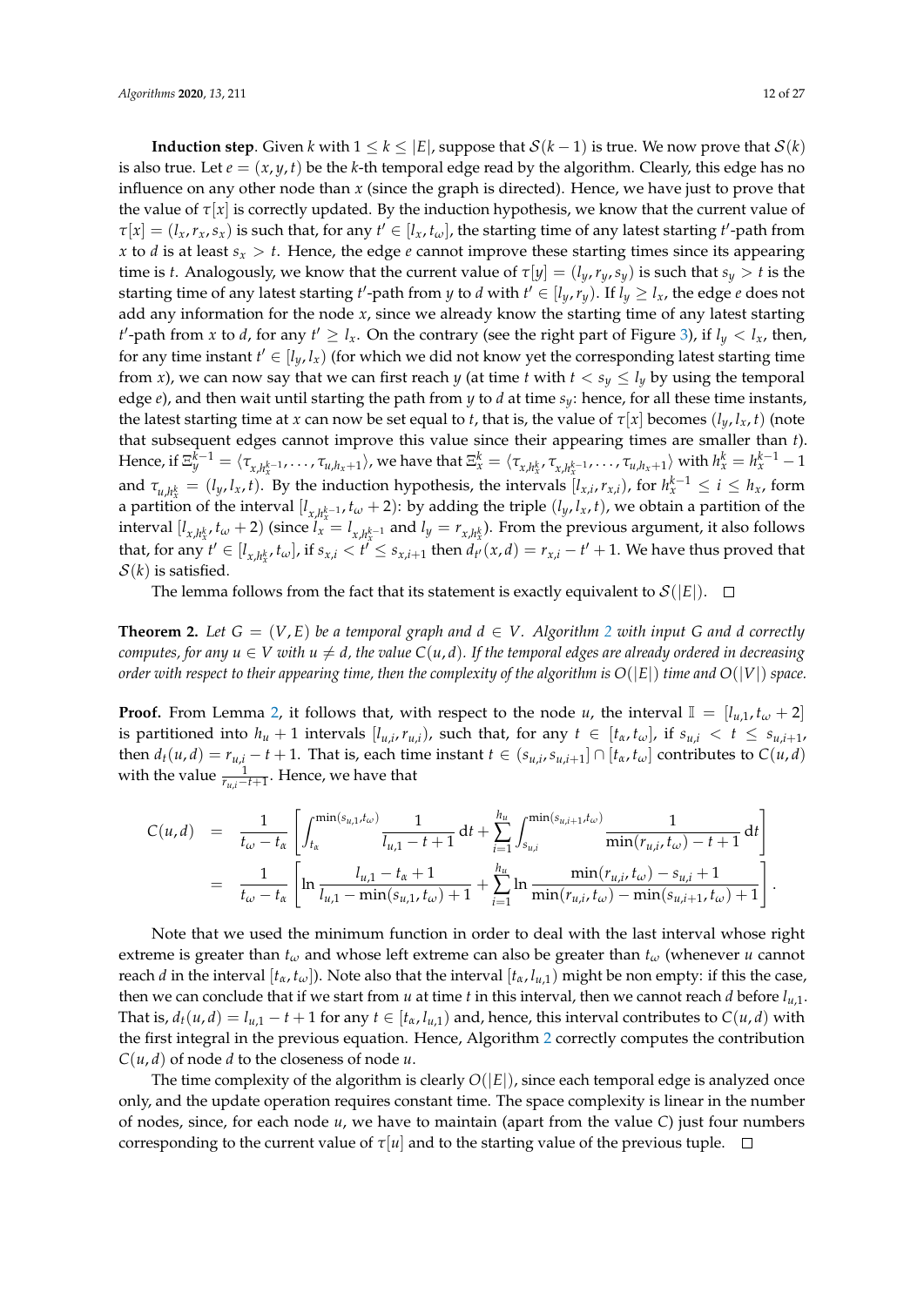**Induction step**. Given $k$ with $1 \leq k \leq |E|$, suppose that $\mathcal{S}(k-1)$ is true. We now prove that $\mathcal{S}(k)$ is also true. Let $e = (x, y, t)$ be the $k$-th temporal edge read by the algorithm. Clearly, this edge has no influence on any other node than $x$ (since the graph is directed). Hence, we have just to prove that the value of $\tau[x]$ is correctly updated. By the induction hypothesis, we know that the current value of $\tau[x] = (l_x, r_x, s_x)$ is such that, for any $t' \in [l_x, t_\omega]$, the starting time of any latest starting $t'$-path from $x$ to $d$ is at least $s_x > t$. Hence, the edge $e$ cannot improve these starting times since its appearing time is $t$. Analogously, we know that the current value of $\tau[y] = (l_y, r_y, s_y)$ is such that $s_y > t$ is the starting time of any latest starting $t'$-path from $y$ to $d$ with $t' \in [l_y, r_y)$. If $l_y \geq l_x$, the edge $e$ does not add any information for the node $x$, since we already know the starting time of any latest starting $t'$-path from $x$ to $d$, for any $t' \geq l_x$. On the contrary (see the right part of Figure 3), if $l_y < l_x$, then, for any time instant $t' \in [l_y, l_x)$ (for which we did not know yet the corresponding latest starting time from $x$), we can now say that we can first reach $y$ (at time $t$ with $t < s_y \leq l_y$ by using the temporal edge $e$), and then wait until starting the path from $y$ to $d$ at time $s_y$: hence, for all these time instants, the latest starting time at $x$ can now be set equal to $t$, that is, the value of $\tau[x]$ becomes $(l_y, l_x, t)$ (note that subsequent edges cannot improve this value since their appearing times are smaller than $t$). Hence, if $\Xi_y^{k-1} = \langle \tau_{x,h_x^{k-1}}, \ldots, \tau_{u,h_x+1} \rangle$, we have that $\Xi_x^{k} = \langle \tau_{x,h_x^k}, \tau_{x,h_x^{k-1}}, \ldots, \tau_{u,h_x+1} \rangle$ with $h_x^k = h_x^{k-1} - 1$ and $\tau_{u,h_x^k} = (l_y, l_x, t)$. By the induction hypothesis, the intervals $[l_{x,i}, r_{x,i})$, for $h_x^{k-1} \leq i \leq h_x$, form a partition of the interval $[l_{x,h_x^{k-1}}, t_\omega + 2)$: by adding the triple $(l_y, l_x, t)$, we obtain a partition of the interval $[l_{x,h_x^k}, t_\omega + 2)$ (since $l_x = l_{x,h_x^{k-1}}$ and $l_y = r_{x,h_x^k}$). From the previous argument, it also follows that, for any $t' \in [l_{x,h_x^k}, t_\omega]$, if $s_{x,i} < t' \leq s_{x,i+1}$ then $d_{t'}(x,d) = r_{x,i} - t' + 1$. We have thus proved that $\mathcal{S}(k)$ is satisfied.

The lemma follows from the fact that its statement is exactly equivalent to $\mathcal{S}(|E|)$. $\square$

**Theorem 2.** *Let $G = (V, E)$ be a temporal graph and $d \in V$. Algorithm 2 with input $G$ and $d$ correctly computes, for any $u \in V$ with $u \neq d$, the value $C(u,d)$. If the temporal edges are already ordered in decreasing order with respect to their appearing time, then the complexity of the algorithm is $O(|E|)$ time and $O(|V|)$ space.*

**Proof.** From Lemma 2, it follows that, with respect to the node $u$, the interval $\mathbb{I} = [l_{u,1}, t_\omega + 2]$ is partitioned into $h_u + 1$ intervals $[l_{u,i}, r_{u,i})$, such that, for any $t \in [t_\alpha, t_\omega]$, if $s_{u,i} < t \leq s_{u,i+1}$, then $d_t(u,d) = r_{u,i} - t + 1$. That is, each time instant $t \in (s_{u,i}, s_{u,i+1}] \cap [t_\alpha, t_\omega]$ contributes to $C(u,d)$ with the value $\frac{1}{r_{u,i} - t + 1}$. Hence, we have that

$$
\begin{aligned}
C(u,d) &= \frac{1}{t_\omega - t_\alpha}\left[\int_{t_\alpha}^{\min(s_{u,1}, t_\omega)} \frac{1}{l_{u,1} - t + 1}\,\mathrm{d}t + \sum_{i=1}^{h_u} \int_{s_{u,i}}^{\min(s_{u,i+1}, t_\omega)} \frac{1}{\min(r_{u,i}, t_\omega) - t + 1}\,\mathrm{d}t\right] \\
&= \frac{1}{t_\omega - t_\alpha}\left[\ln \frac{l_{u,1} - t_\alpha + 1}{l_{u,1} - \min(s_{u,1}, t_\omega) + 1} + \sum_{i=1}^{h_u} \ln \frac{\min(r_{u,i}, t_\omega) - s_{u,i} + 1}{\min(r_{u,i}, t_\omega) - \min(s_{u,i+1}, t_\omega) + 1}\right].
\end{aligned}
$$

Note that we used the minimum function in order to deal with the last interval whose right extreme is greater than $t_\omega$ and whose left extreme can also be greater than $t_\omega$ (whenever $u$ cannot reach $d$ in the interval $[t_\alpha, t_\omega]$). Note also that the interval $[t_\alpha, l_{u,1})$ might be non empty: if this the case, then we can conclude that if we start from $u$ at time $t$ in this interval, then we cannot reach $d$ before $l_{u,1}$. That is, $d_t(u,d) = l_{u,1} - t + 1$ for any $t \in [t_\alpha, l_{u,1})$ and, hence, this interval contributes to $C(u,d)$ with the first integral in the previous equation. Hence, Algorithm 2 correctly computes the contribution $C(u,d)$ of node $d$ to the closeness of node $u$.

The time complexity of the algorithm is clearly $O(|E|)$, since each temporal edge is analyzed once only, and the update operation requires constant time. The space complexity is linear in the number of nodes, since, for each node $u$, we have to maintain (apart from the value $C$) just four numbers corresponding to the current value of $\tau[u]$ and to the starting value of the previous tuple. $\square$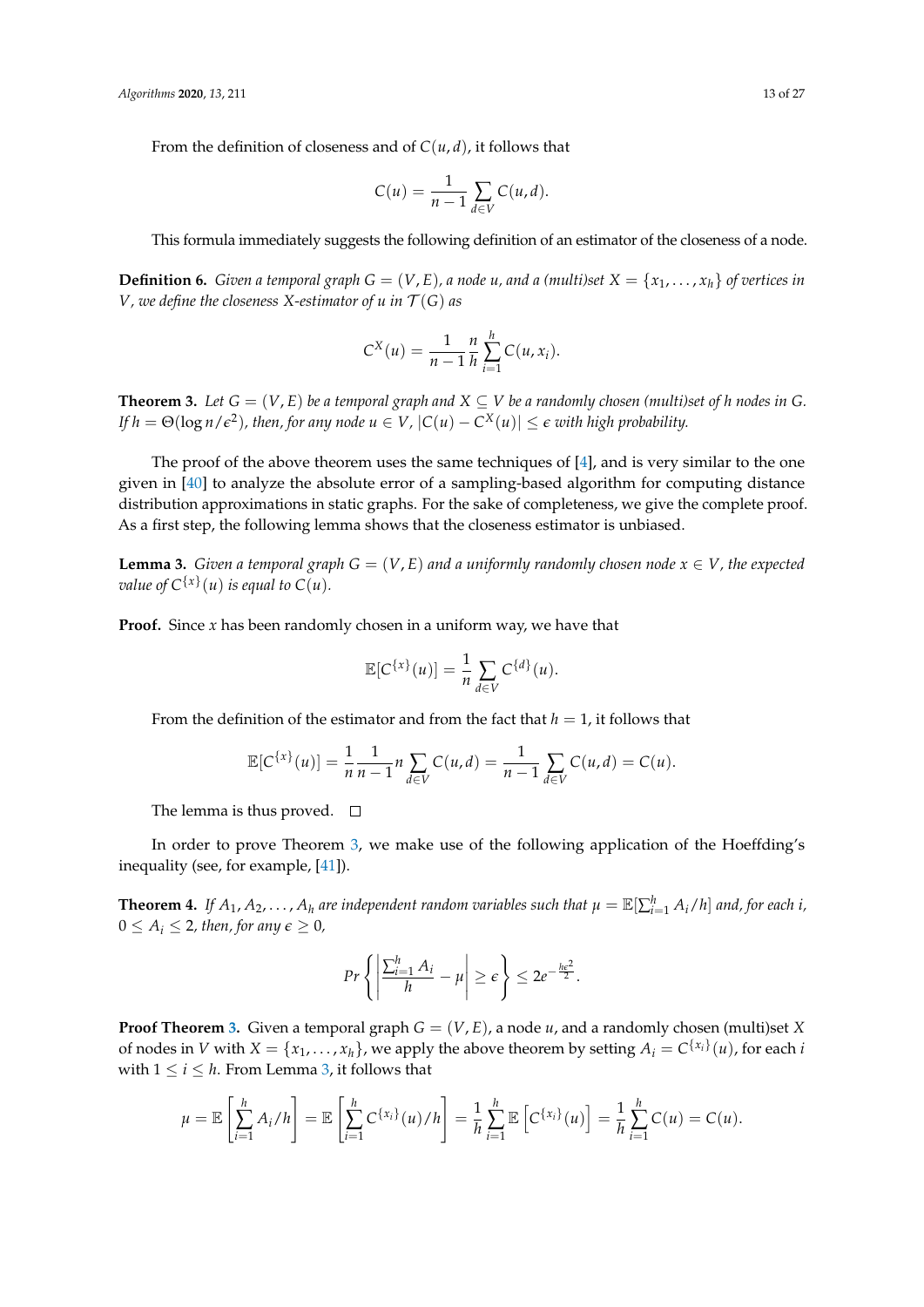From the definition of closeness and of $C(u, d)$, it follows that

$$C(u) = \frac{1}{n-1} \sum_{d \in V} C(u, d).$$

This formula immediately suggests the following definition of an estimator of the closeness of a node.

**Definition 6.** *Given a temporal graph $G = (V, E)$, a node $u$, and a (multi)set $X = \{x_1, \ldots, x_h\}$ of vertices in $V$, we define the closeness $X$-estimator of $u$ in $\mathcal{T}(G)$ as*

$$C^X(u) = \frac{1}{n-1} \frac{n}{h} \sum_{i=1}^{h} C(u, x_i).$$

**Theorem 3.** *Let $G = (V, E)$ be a temporal graph and $X \subseteq V$ be a randomly chosen (multi)set of $h$ nodes in $G$. If $h = \Theta(\log n / \epsilon^2)$, then, for any node $u \in V$, $|C(u) - C^X(u)| \leq \epsilon$ with high probability.*

The proof of the above theorem uses the same techniques of [4], and is very similar to the one given in [40] to analyze the absolute error of a sampling-based algorithm for computing distance distribution approximations in static graphs. For the sake of completeness, we give the complete proof. As a first step, the following lemma shows that the closeness estimator is unbiased.

**Lemma 3.** *Given a temporal graph $G = (V, E)$ and a uniformly randomly chosen node $x \in V$, the expected value of $C^{\{x\}}(u)$ is equal to $C(u)$.*

**Proof.** Since $x$ has been randomly chosen in a uniform way, we have that

$$\mathbb{E}[C^{\{x\}}(u)] = \frac{1}{n} \sum_{d \in V} C^{\{d\}}(u).$$

From the definition of the estimator and from the fact that $h = 1$, it follows that

$$\mathbb{E}[C^{\{x\}}(u)] = \frac{1}{n} \frac{1}{n-1} n \sum_{d \in V} C(u, d) = \frac{1}{n-1} \sum_{d \in V} C(u, d) = C(u).$$

The lemma is thus proved. □

In order to prove Theorem 3, we make use of the following application of the Hoeffding's inequality (see, for example, [41]).

**Theorem 4.** *If $A_1, A_2, \ldots, A_h$ are independent random variables such that $\mu = \mathbb{E}[\sum_{i=1}^{h} A_i / h]$ and, for each $i$, $0 \leq A_i \leq 2$, then, for any $\epsilon \geq 0$,*

$$Pr\left\{ \left| \frac{\sum_{i=1}^{h} A_i}{h} - \mu \right| \geq \epsilon \right\} \leq 2e^{-\frac{h\epsilon^2}{2}}.$$

**Proof Theorem 3.** Given a temporal graph $G = (V, E)$, a node $u$, and a randomly chosen (multi)set $X$ of nodes in $V$ with $X = \{x_1, \ldots, x_h\}$, we apply the above theorem by setting $A_i = C^{\{x_i\}}(u)$, for each $i$ with $1 \leq i \leq h$. From Lemma 3, it follows that

$$\mu = \mathbb{E}\left[\sum_{i=1}^{h} A_i / h\right] = \mathbb{E}\left[\sum_{i=1}^{h} C^{\{x_i\}}(u) / h\right] = \frac{1}{h} \sum_{i=1}^{h} \mathbb{E}\left[C^{\{x_i\}}(u)\right] = \frac{1}{h} \sum_{i=1}^{h} C(u) = C(u).$$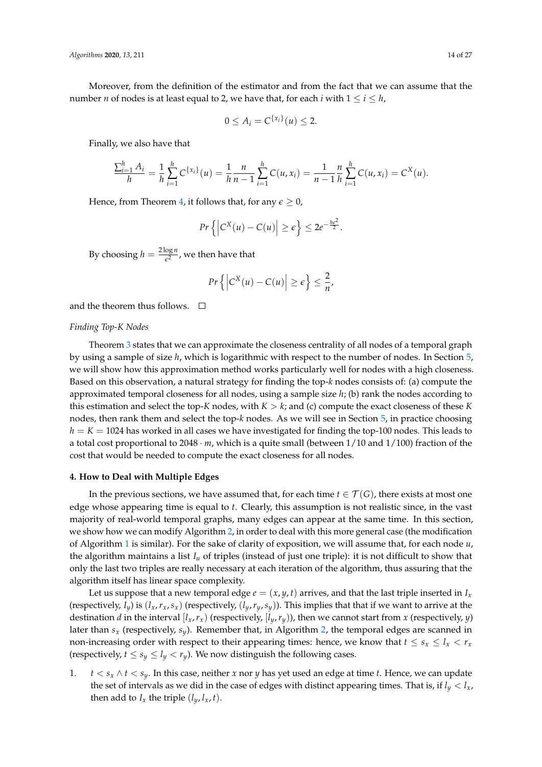Moreover, from the definition of the estimator and from the fact that we can assume that the number $n$ of nodes is at least equal to 2, we have that, for each $i$ with $1 \leq i \leq h$,

$$0 \leq A_i = C^{\{x_i\}}(u) \leq 2.$$

Finally, we also have that

$$\frac{\sum_{i=1}^{h} A_i}{h} = \frac{1}{h} \sum_{i=1}^{h} C^{\{x_i\}}(u) = \frac{1}{h} \frac{n}{n-1} \sum_{i=1}^{h} C(u, x_i) = \frac{1}{n-1} \frac{n}{h} \sum_{i=1}^{h} C(u, x_i) = C^X(u).$$

Hence, from Theorem 4, it follows that, for any $\epsilon \geq 0$,

$$Pr\left\{ \left| C^X(u) - C(u) \right| \geq \epsilon \right\} \leq 2e^{-\frac{h\epsilon^2}{2}}.$$

By choosing $h = \frac{2 \log n}{\epsilon^2}$, we then have that

$$Pr\left\{ \left| C^X(u) - C(u) \right| \geq \epsilon \right\} \leq \frac{2}{n},$$

and the theorem thus follows. □

*Finding Top-K Nodes*

Theorem 3 states that we can approximate the closeness centrality of all nodes of a temporal graph by using a sample of size $h$, which is logarithmic with respect to the number of nodes. In Section 5, we will show how this approximation method works particularly well for nodes with a high closeness. Based on this observation, a natural strategy for finding the top-$k$ nodes consists of: (a) compute the approximated temporal closeness for all nodes, using a sample size $h$; (b) rank the nodes according to this estimation and select the top-$K$ nodes, with $K > k$; and (c) compute the exact closeness of these $K$ nodes, then rank them and select the top-$k$ nodes. As we will see in Section 5, in practice choosing $h = K = 1024$ has worked in all cases we have investigated for finding the top-100 nodes. This leads to a total cost proportional to $2048 \cdot m$, which is a quite small (between $1/10$ and $1/100$) fraction of the cost that would be needed to compute the exact closeness for all nodes.

## 4. How to Deal with Multiple Edges

In the previous sections, we have assumed that, for each time $t \in \mathcal{T}(G)$, there exists at most one edge whose appearing time is equal to $t$. Clearly, this assumption is not realistic since, in the vast majority of real-world temporal graphs, many edges can appear at the same time. In this section, we show how we can modify Algorithm 2, in order to deal with this more general case (the modification of Algorithm 1 is similar). For the sake of clarity of exposition, we will assume that, for each node $u$, the algorithm maintains a list $I_u$ of triples (instead of just one triple): it is not difficult to show that only the last two triples are really necessary at each iteration of the algorithm, thus assuring that the algorithm itself has linear space complexity.

Let us suppose that a new temporal edge $e = (x, y, t)$ arrives, and that the last triple inserted in $I_x$ (respectively, $I_y$) is $(l_x, r_x, s_x)$ (respectively, $(l_y, r_y, s_y)$). This implies that if we want to arrive at the destination $d$ in the interval $[l_x, r_x)$ (respectively, $[l_y, r_y)$), then we cannot start from $x$ (respectively, $y$) later than $s_x$ (respectively, $s_y$). Remember that, in Algorithm 2, the temporal edges are scanned in non-increasing order with respect to their appearing times: hence, we know that $t \leq s_x \leq l_x < r_x$ (respectively, $t \leq s_y \leq l_y < r_y$). We now distinguish the following cases.

1. $t < s_x \wedge t < s_y$. In this case, neither $x$ nor $y$ has yet used an edge at time $t$. Hence, we can update the set of intervals as we did in the case of edges with distinct appearing times. That is, if $l_y < l_x$, then add to $I_x$ the triple $(l_y, l_x, t)$.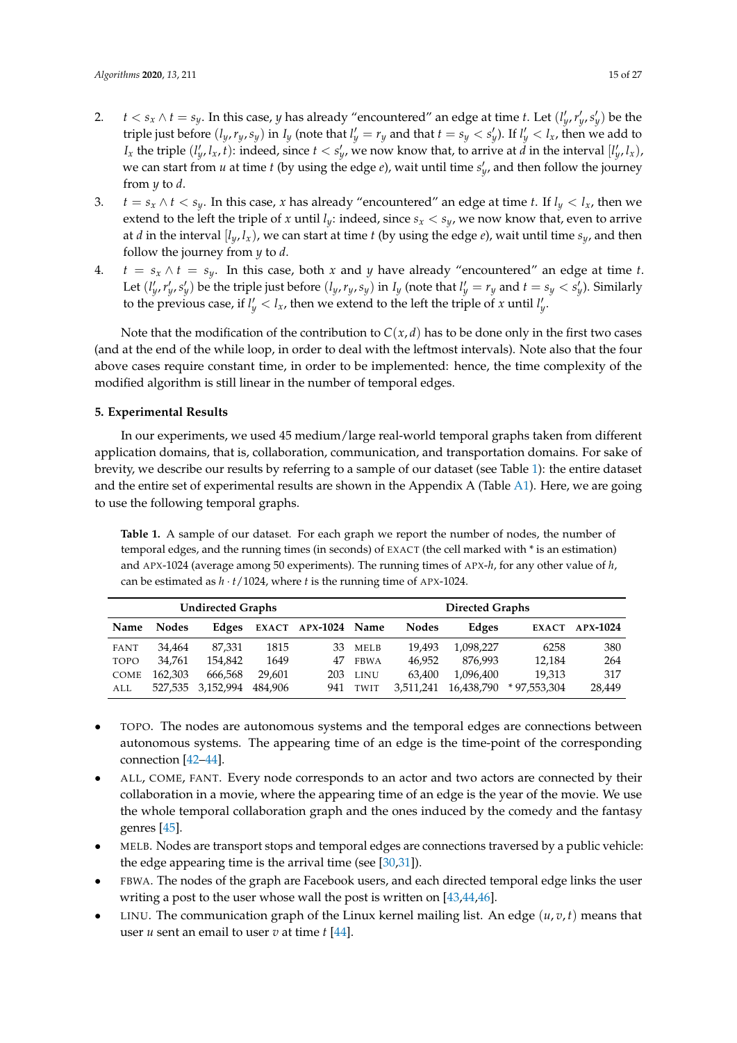2. $t < s_x \wedge t = s_y$. In this case, $y$ has already "encountered" an edge at time $t$. Let $(l'_y, r'_y, s'_y)$ be the triple just before $(l_y, r_y, s_y)$ in $I_y$ (note that $l'_y = r_y$ and that $t = s_y < s'_y$). If $l'_y < l_x$, then we add to $I_x$ the triple $(l'_y, l_x, t)$: indeed, since $t < s'_y$, we now know that, to arrive at $d$ in the interval $[l'_y, l_x)$, we can start from $u$ at time $t$ (by using the edge $e$), wait until time $s'_y$, and then follow the journey from $y$ to $d$.
3. $t = s_x \wedge t < s_y$. In this case, $x$ has already "encountered" an edge at time $t$. If $l_y < l_x$, then we extend to the left the triple of $x$ until $l_y$: indeed, since $s_x < s_y$, we now know that, even to arrive at $d$ in the interval $[l_y, l_x)$, we can start at time $t$ (by using the edge $e$), wait until time $s_y$, and then follow the journey from $y$ to $d$.
4. $t = s_x \wedge t = s_y$. In this case, both $x$ and $y$ have already "encountered" an edge at time $t$. Let $(l'_y, r'_y, s'_y)$ be the triple just before $(l_y, r_y, s_y)$ in $I_y$ (note that $l'_y = r_y$ and $t = s_y < s'_y$). Similarly to the previous case, if $l'_y < l_x$, then we extend to the left the triple of $x$ until $l'_y$.

Note that the modification of the contribution to $C(x, d)$ has to be done only in the first two cases (and at the end of the while loop, in order to deal with the leftmost intervals). Note also that the four above cases require constant time, in order to be implemented: hence, the time complexity of the modified algorithm is still linear in the number of temporal edges.

## 5. Experimental Results

In our experiments, we used 45 medium/large real-world temporal graphs taken from different application domains, that is, collaboration, communication, and transportation domains. For sake of brevity, we describe our results by referring to a sample of our dataset (see Table 1): the entire dataset and the entire set of experimental results are shown in the Appendix A (Table A1). Here, we are going to use the following temporal graphs.

**Table 1.** A sample of our dataset. For each graph we report the number of nodes, the number of temporal edges, and the running times (in seconds) of EXACT (the cell marked with * is an estimation) and APX-1024 (average among 50 experiments). The running times of APX-$h$, for any other value of $h$, can be estimated as $h \cdot t/1024$, where $t$ is the running time of APX-1024.

| Undirected Graphs | | | | | Directed Graphs | | | | |
|---|---|---|---|---|---|---|---|---|---|
| **Name** | **Nodes** | **Edges** | **EXACT** | **APX-1024** | **Name** | **Nodes** | **Edges** | **EXACT** | **APX-1024** |
| FANT | 34,464 | 87,331 | 1815 | 33 | MELB | 19,493 | 1,098,227 | 6258 | 380 |
| TOPO | 34,761 | 154,842 | 1649 | 47 | FBWA | 46,952 | 876,993 | 12,184 | 264 |
| COME | 162,303 | 666,568 | 29,601 | 203 | LINU | 63,400 | 1,096,400 | 19,313 | 317 |
| ALL | 527,535 | 3,152,994 | 484,906 | 941 | TWIT | 3,511,241 | 16,438,790 | * 97,553,304 | 28,449 |

- TOPO. The nodes are autonomous systems and the temporal edges are connections between autonomous systems. The appearing time of an edge is the time-point of the corresponding connection [42–44].
- ALL, COME, FANT. Every node corresponds to an actor and two actors are connected by their collaboration in a movie, where the appearing time of an edge is the year of the movie. We use the whole temporal collaboration graph and the ones induced by the comedy and the fantasy genres [45].
- MELB. Nodes are transport stops and temporal edges are connections traversed by a public vehicle: the edge appearing time is the arrival time (see [30,31]).
- FBWA. The nodes of the graph are Facebook users, and each directed temporal edge links the user writing a post to the user whose wall the post is written on [43,44,46].
- LINU. The communication graph of the Linux kernel mailing list. An edge $(u, v, t)$ means that user $u$ sent an email to user $v$ at time $t$ [44].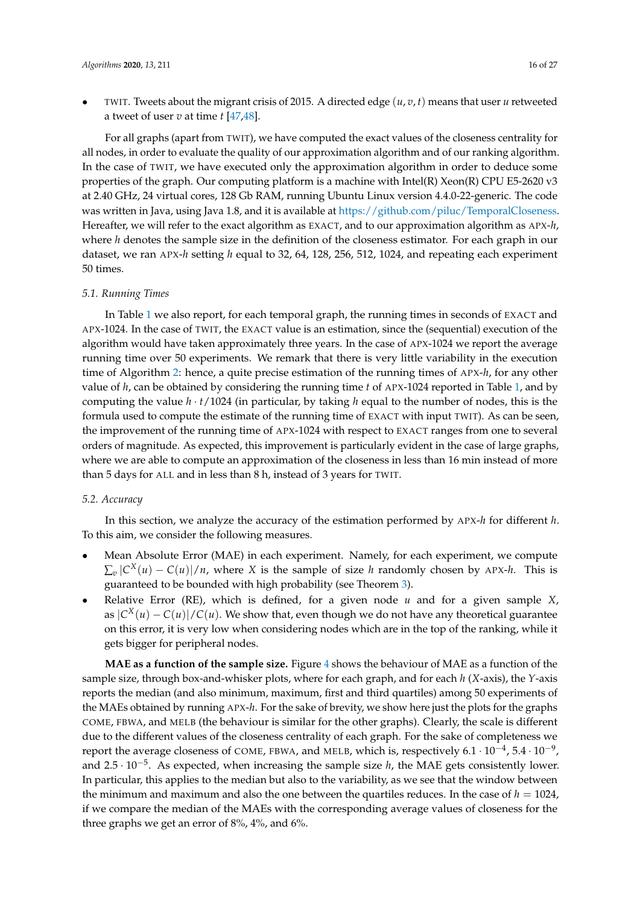- TWIT. Tweets about the migrant crisis of 2015. A directed edge $(u, v, t)$ means that user $u$ retweeted a tweet of user $v$ at time $t$ [47,48].

For all graphs (apart from TWIT), we have computed the exact values of the closeness centrality for all nodes, in order to evaluate the quality of our approximation algorithm and of our ranking algorithm. In the case of TWIT, we have executed only the approximation algorithm in order to deduce some properties of the graph. Our computing platform is a machine with Intel(R) Xeon(R) CPU E5-2620 v3 at 2.40 GHz, 24 virtual cores, 128 Gb RAM, running Ubuntu Linux version 4.4.0-22-generic. The code was written in Java, using Java 1.8, and it is available at https://github.com/piluc/TemporalCloseness. Hereafter, we will refer to the exact algorithm as EXACT, and to our approximation algorithm as APX-$h$, where $h$ denotes the sample size in the definition of the closeness estimator. For each graph in our dataset, we ran APX-$h$ setting $h$ equal to 32, 64, 128, 256, 512, 1024, and repeating each experiment 50 times.

### 5.1. Running Times

In Table 1 we also report, for each temporal graph, the running times in seconds of EXACT and APX-1024. In the case of TWIT, the EXACT value is an estimation, since the (sequential) execution of the algorithm would have taken approximately three years. In the case of APX-1024 we report the average running time over 50 experiments. We remark that there is very little variability in the execution time of Algorithm 2: hence, a quite precise estimation of the running times of APX-$h$, for any other value of $h$, can be obtained by considering the running time $t$ of APX-1024 reported in Table 1, and by computing the value $h \cdot t/1024$ (in particular, by taking $h$ equal to the number of nodes, this is the formula used to compute the estimate of the running time of EXACT with input TWIT). As can be seen, the improvement of the running time of APX-1024 with respect to EXACT ranges from one to several orders of magnitude. As expected, this improvement is particularly evident in the case of large graphs, where we are able to compute an approximation of the closeness in less than 16 min instead of more than 5 days for ALL and in less than 8 h, instead of 3 years for TWIT.

### 5.2. Accuracy

In this section, we analyze the accuracy of the estimation performed by APX-$h$ for different $h$. To this aim, we consider the following measures.

- Mean Absolute Error (MAE) in each experiment. Namely, for each experiment, we compute $\sum_v |C^X(u) - C(u)|/n$, where $X$ is the sample of size $h$ randomly chosen by APX-$h$. This is guaranteed to be bounded with high probability (see Theorem 3).
- Relative Error (RE), which is defined, for a given node $u$ and for a given sample $X$, as $|C^X(u) - C(u)|/C(u)$. We show that, even though we do not have any theoretical guarantee on this error, it is very low when considering nodes which are in the top of the ranking, while it gets bigger for peripheral nodes.

**MAE as a function of the sample size.** Figure 4 shows the behaviour of MAE as a function of the sample size, through box-and-whisker plots, where for each graph, and for each $h$ ($X$-axis), the $Y$-axis reports the median (and also minimum, maximum, first and third quartiles) among 50 experiments of the MAEs obtained by running APX-$h$. For the sake of brevity, we show here just the plots for the graphs COME, FBWA, and MELB (the behaviour is similar for the other graphs). Clearly, the scale is different due to the different values of the closeness centrality of each graph. For the sake of completeness we report the average closeness of COME, FBWA, and MELB, which is, respectively $6.1 \cdot 10^{-4}$, $5.4 \cdot 10^{-9}$, and $2.5 \cdot 10^{-5}$. As expected, when increasing the sample size $h$, the MAE gets consistently lower. In particular, this applies to the median but also to the variability, as we see that the window between the minimum and maximum and also the one between the quartiles reduces. In the case of $h = 1024$, if we compare the median of the MAEs with the corresponding average values of closeness for the three graphs we get an error of 8%, 4%, and 6%.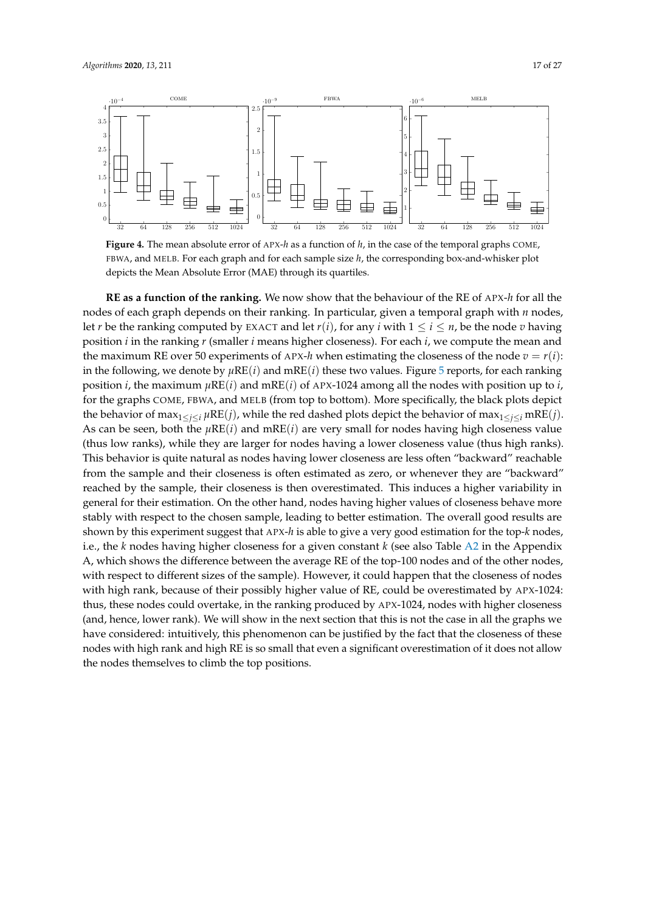**Figure 4.** The mean absolute error of APX-$h$ as a function of $h$, in the case of the temporal graphs COME, FBWA, and MELB. For each graph and for each sample size $h$, the corresponding box-and-whisker plot depicts the Mean Absolute Error (MAE) through its quartiles.

**RE as a function of the ranking.** We now show that the behaviour of the RE of APX-$h$ for all the nodes of each graph depends on their ranking. In particular, given a temporal graph with $n$ nodes, let $r$ be the ranking computed by EXACT and let $r(i)$, for any $i$ with $1 \leq i \leq n$, be the node $v$ having position $i$ in the ranking $r$ (smaller $i$ means higher closeness). For each $i$, we compute the mean and the maximum RE over 50 experiments of APX-$h$ when estimating the closeness of the node $v = r(i)$: in the following, we denote by $\mu\text{RE}(i)$ and $\text{mRE}(i)$ these two values. Figure 5 reports, for each ranking position $i$, the maximum $\mu\text{RE}(i)$ and $\text{mRE}(i)$ of APX-1024 among all the nodes with position up to $i$, for the graphs COME, FBWA, and MELB (from top to bottom). More specifically, the black plots depict the behavior of $\max_{1 \leq j \leq i} \mu\text{RE}(j)$, while the red dashed plots depict the behavior of $\max_{1 \leq j \leq i} \text{mRE}(j)$. As can be seen, both the $\mu\text{RE}(i)$ and $\text{mRE}(i)$ are very small for nodes having high closeness value (thus low ranks), while they are larger for nodes having a lower closeness value (thus high ranks). This behavior is quite natural as nodes having lower closeness are less often "backward" reachable from the sample and their closeness is often estimated as zero, or whenever they are "backward" reached by the sample, their closeness is then overestimated. This induces a higher variability in general for their estimation. On the other hand, nodes having higher values of closeness behave more stably with respect to the chosen sample, leading to better estimation. The overall good results are shown by this experiment suggest that APX-$h$ is able to give a very good estimation for the top-$k$ nodes, i.e., the $k$ nodes having higher closeness for a given constant $k$ (see also Table A2 in the Appendix A, which shows the difference between the average RE of the top-100 nodes and of the other nodes, with respect to different sizes of the sample). However, it could happen that the closeness of nodes with high rank, because of their possibly higher value of RE, could be overestimated by APX-1024: thus, these nodes could overtake, in the ranking produced by APX-1024, nodes with higher closeness (and, hence, lower rank). We will show in the next section that this is not the case in all the graphs we have considered: intuitively, this phenomenon can be justified by the fact that the closeness of these nodes with high rank and high RE is so small that even a significant overestimation of it does not allow the nodes themselves to climb the top positions.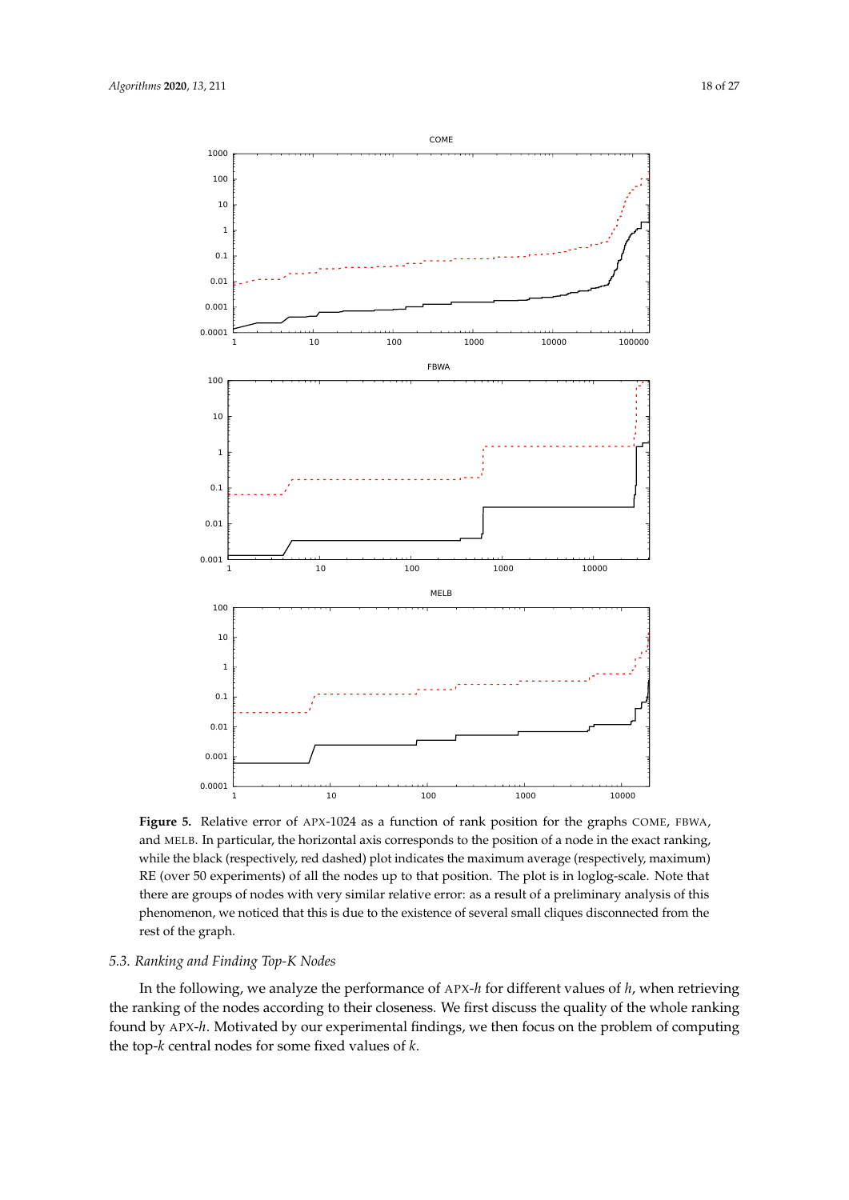**Figure 5.** Relative error of APX-1024 as a function of rank position for the graphs COME, FBWA, and MELB. In particular, the horizontal axis corresponds to the position of a node in the exact ranking, while the black (respectively, red dashed) plot indicates the maximum average (respectively, maximum) RE (over 50 experiments) of all the nodes up to that position. The plot is in loglog-scale. Note that there are groups of nodes with very similar relative error: as a result of a preliminary analysis of this phenomenon, we noticed that this is due to the existence of several small cliques disconnected from the rest of the graph.

### 5.3. Ranking and Finding Top-K Nodes

In the following, we analyze the performance of APX-$h$ for different values of $h$, when retrieving the ranking of the nodes according to their closeness. We first discuss the quality of the whole ranking found by APX-$h$. Motivated by our experimental findings, we then focus on the problem of computing the top-$k$ central nodes for some fixed values of $k$.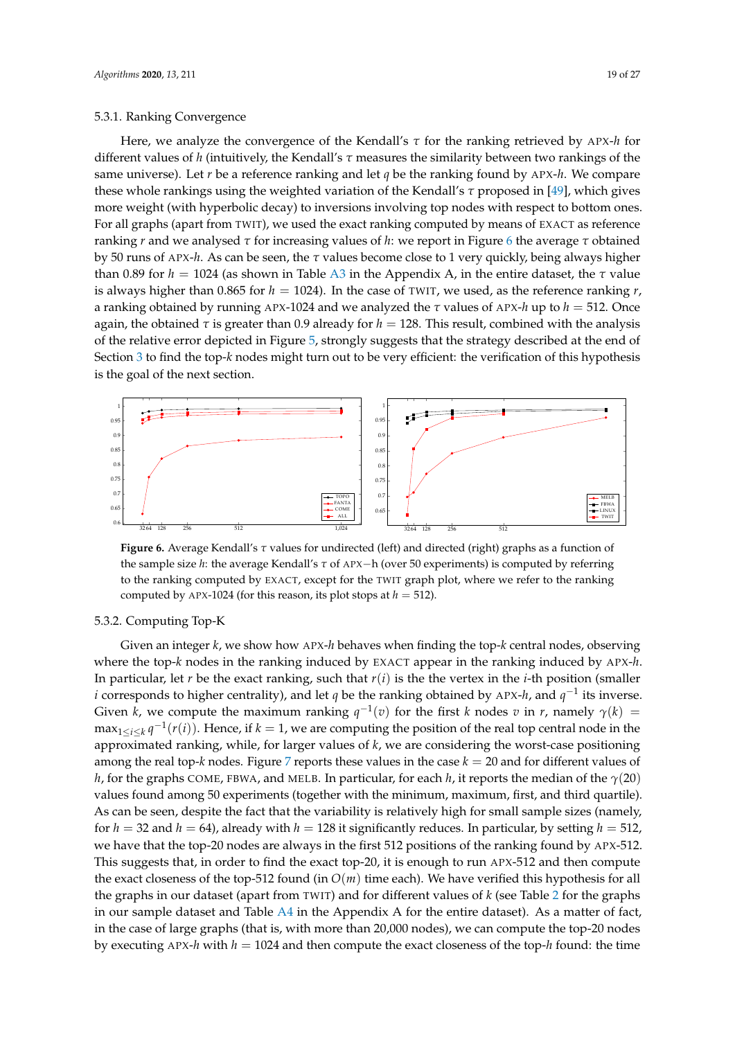#### 5.3.1. Ranking Convergence

Here, we analyze the convergence of the Kendall's $\tau$ for the ranking retrieved by APX-$h$ for different values of $h$ (intuitively, the Kendall's $\tau$ measures the similarity between two rankings of the same universe). Let $r$ be a reference ranking and let $q$ be the ranking found by APX-$h$. We compare these whole rankings using the weighted variation of the Kendall's $\tau$ proposed in [49], which gives more weight (with hyperbolic decay) to inversions involving top nodes with respect to bottom ones. For all graphs (apart from TWIT), we used the exact ranking computed by means of EXACT as reference ranking $r$ and we analysed $\tau$ for increasing values of $h$: we report in Figure 6 the average $\tau$ obtained by 50 runs of APX-$h$. As can be seen, the $\tau$ values become close to 1 very quickly, being always higher than 0.89 for $h = 1024$ (as shown in Table A3 in the Appendix A, in the entire dataset, the $\tau$ value is always higher than 0.865 for $h = 1024$). In the case of TWIT, we used, as the reference ranking $r$, a ranking obtained by running APX-1024 and we analyzed the $\tau$ values of APX-$h$ up to $h = 512$. Once again, the obtained $\tau$ is greater than 0.9 already for $h = 128$. This result, combined with the analysis of the relative error depicted in Figure 5, strongly suggests that the strategy described at the end of Section 3 to find the top-$k$ nodes might turn out to be very efficient: the verification of this hypothesis is the goal of the next section.

**Figure 6.** Average Kendall's $\tau$ values for undirected (left) and directed (right) graphs as a function of the sample size $h$: the average Kendall's $\tau$ of APX−h (over 50 experiments) is computed by referring to the ranking computed by EXACT, except for the TWIT graph plot, where we refer to the ranking computed by APX-1024 (for this reason, its plot stops at $h = 512$).

#### 5.3.2. Computing Top-K

Given an integer $k$, we show how APX-$h$ behaves when finding the top-$k$ central nodes, observing where the top-$k$ nodes in the ranking induced by EXACT appear in the ranking induced by APX-$h$. In particular, let $r$ be the exact ranking, such that $r(i)$ is the the vertex in the $i$-th position (smaller $i$ corresponds to higher centrality), and let $q$ be the ranking obtained by APX-$h$, and $q^{-1}$ its inverse. Given $k$, we compute the maximum ranking $q^{-1}(v)$ for the first $k$ nodes $v$ in $r$, namely $\gamma(k) = \max_{1 \leq i \leq k} q^{-1}(r(i))$. Hence, if $k = 1$, we are computing the position of the real top central node in the approximated ranking, while, for larger values of $k$, we are considering the worst-case positioning among the real top-$k$ nodes. Figure 7 reports these values in the case $k = 20$ and for different values of $h$, for the graphs COME, FBWA, and MELB. In particular, for each $h$, it reports the median of the $\gamma(20)$ values found among 50 experiments (together with the minimum, maximum, first, and third quartile). As can be seen, despite the fact that the variability is relatively high for small sample sizes (namely, for $h = 32$ and $h = 64$), already with $h = 128$ it significantly reduces. In particular, by setting $h = 512$, we have that the top-20 nodes are always in the first 512 positions of the ranking found by APX-512. This suggests that, in order to find the exact top-20, it is enough to run APX-512 and then compute the exact closeness of the top-512 found (in $O(m)$ time each). We have verified this hypothesis for all the graphs in our dataset (apart from TWIT) and for different values of $k$ (see Table 2 for the graphs in our sample dataset and Table A4 in the Appendix A for the entire dataset). As a matter of fact, in the case of large graphs (that is, with more than 20,000 nodes), we can compute the top-20 nodes by executing APX-$h$ with $h = 1024$ and then compute the exact closeness of the top-$h$ found: the time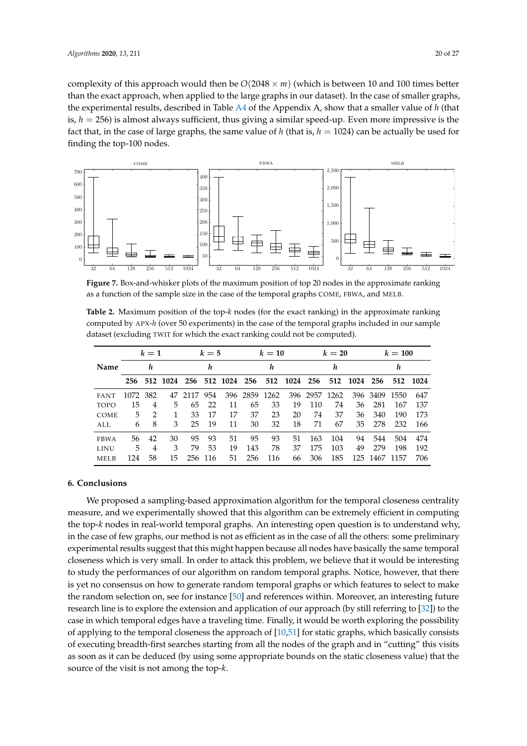complexity of this approach would then be $O(2048 \times m)$ (which is between 10 and 100 times better than the exact approach, when applied to the large graphs in our dataset). In the case of smaller graphs, the experimental results, described in Table A4 of the Appendix A, show that a smaller value of $h$ (that is, $h = 256$) is almost always sufficient, thus giving a similar speed-up. Even more impressive is the fact that, in the case of large graphs, the same value of $h$ (that is, $h = 1024$) can be actually be used for finding the top-100 nodes.

**Figure 7.** Box-and-whisker plots of the maximum position of top 20 nodes in the approximate ranking as a function of the sample size in the case of the temporal graphs COME, FBWA, and MELB.

**Table 2.** Maximum position of the top-$k$ nodes (for the exact ranking) in the approximate ranking computed by APX-$h$ (over 50 experiments) in the case of the temporal graphs included in our sample dataset (excluding TWIT for which the exact ranking could not be computed).

| Name | $k = 1$ | | | $k = 5$ | | | $k = 10$ | | | $k = 20$ | | | $k = 100$ | | |
|---|---|---|---|---|---|---|---|---|---|---|---|---|---|---|---|
| | $h$ | | | $h$ | | | $h$ | | | $h$ | | | $h$ | | |
| | 256 | 512 | 1024 | 256 | 512 | 1024 | 256 | 512 | 1024 | 256 | 512 | 1024 | 256 | 512 | 1024 |
| FANT | 1072 | 382 | 47 | 2117 | 954 | 396 | 2859 | 1262 | 396 | 2957 | 1262 | 396 | 3409 | 1550 | 647 |
| TOPO | 15 | 4 | 5 | 65 | 22 | 11 | 65 | 33 | 19 | 110 | 74 | 36 | 281 | 167 | 137 |
| COME | 5 | 2 | 1 | 33 | 17 | 17 | 37 | 23 | 20 | 74 | 37 | 36 | 340 | 190 | 173 |
| ALL | 6 | 8 | 3 | 25 | 19 | 11 | 30 | 32 | 18 | 71 | 67 | 35 | 278 | 232 | 166 |
| FBWA | 56 | 42 | 30 | 95 | 93 | 51 | 95 | 93 | 51 | 163 | 104 | 94 | 544 | 504 | 474 |
| LINU | 5 | 4 | 3 | 79 | 53 | 19 | 143 | 78 | 37 | 175 | 103 | 49 | 279 | 198 | 192 |
| MELB | 124 | 58 | 15 | 256 | 116 | 51 | 256 | 116 | 66 | 306 | 185 | 125 | 1467 | 1157 | 706 |

## 6. Conclusions

We proposed a sampling-based approximation algorithm for the temporal closeness centrality measure, and we experimentally showed that this algorithm can be extremely efficient in computing the top-$k$ nodes in real-world temporal graphs. An interesting open question is to understand why, in the case of few graphs, our method is not as efficient as in the case of all the others: some preliminary experimental results suggest that this might happen because all nodes have basically the same temporal closeness which is very small. In order to attack this problem, we believe that it would be interesting to study the performances of our algorithm on random temporal graphs. Notice, however, that there is yet no consensus on how to generate random temporal graphs or which features to select to make the random selection on, see for instance [50] and references within. Moreover, an interesting future research line is to explore the extension and application of our approach (by still referring to [32]) to the case in which temporal edges have a traveling time. Finally, it would be worth exploring the possibility of applying to the temporal closeness the approach of [10,51] for static graphs, which basically consists of executing breadth-first searches starting from all the nodes of the graph and in "cutting" this visits as soon as it can be deduced (by using some appropriate bounds on the static closeness value) that the source of the visit is not among the top-$k$.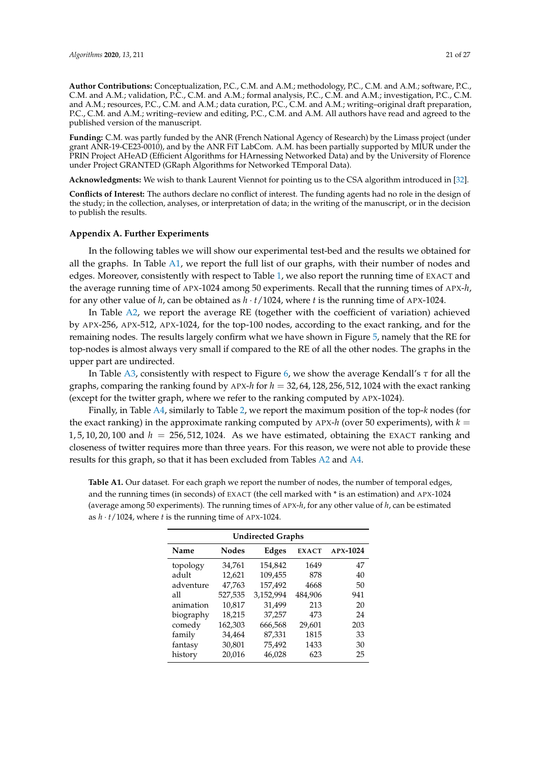**Author Contributions:** Conceptualization, P.C., C.M. and A.M.; methodology, P.C., C.M. and A.M.; software, P.C., C.M. and A.M.; validation, P.C., C.M. and A.M.; formal analysis, P.C., C.M. and A.M.; investigation, P.C., C.M. and A.M.; resources, P.C., C.M. and A.M.; data curation, P.C., C.M. and A.M.; writing–original draft preparation, P.C., C.M. and A.M.; writing–review and editing, P.C., C.M. and A.M. All authors have read and agreed to the published version of the manuscript.

**Funding:** C.M. was partly funded by the ANR (French National Agency of Research) by the Limass project (under grant ANR-19-CE23-0010), and by the ANR FiT LabCom. A.M. has been partially supported by MIUR under the PRIN Project AHeAD (Efficient Algorithms for HArnessing Networked Data) and by the University of Florence under Project GRANTED (GRaph Algorithms for Networked TEmporal Data).

**Acknowledgments:** We wish to thank Laurent Viennot for pointing us to the CSA algorithm introduced in [32].

**Conflicts of Interest:** The authors declare no conflict of interest. The funding agents had no role in the design of the study; in the collection, analyses, or interpretation of data; in the writing of the manuscript, or in the decision to publish the results.

## Appendix A. Further Experiments

In the following tables we will show our experimental test-bed and the results we obtained for all the graphs. In Table A1, we report the full list of our graphs, with their number of nodes and edges. Moreover, consistently with respect to Table 1, we also report the running time of EXACT and the average running time of APX-1024 among 50 experiments. Recall that the running times of APX-$h$, for any other value of $h$, can be obtained as $h \cdot t/1024$, where $t$ is the running time of APX-1024.

In Table A2, we report the average RE (together with the coefficient of variation) achieved by APX-256, APX-512, APX-1024, for the top-100 nodes, according to the exact ranking, and for the remaining nodes. The results largely confirm what we have shown in Figure 5, namely that the RE for top-nodes is almost always very small if compared to the RE of all the other nodes. The graphs in the upper part are undirected.

In Table A3, consistently with respect to Figure 6, we show the average Kendall's $\tau$ for all the graphs, comparing the ranking found by APX-$h$ for $h = 32, 64, 128, 256, 512, 1024$ with the exact ranking (except for the twitter graph, where we refer to the ranking computed by APX-1024).

Finally, in Table A4, similarly to Table 2, we report the maximum position of the top-$k$ nodes (for the exact ranking) in the approximate ranking computed by APX-$h$ (over 50 experiments), with $k = 1, 5, 10, 20, 100$ and $h = 256, 512, 1024$. As we have estimated, obtaining the EXACT ranking and closeness of twitter requires more than three years. For this reason, we were not able to provide these results for this graph, so that it has been excluded from Tables A2 and A4.

**Table A1.** Our dataset. For each graph we report the number of nodes, the number of temporal edges, and the running times (in seconds) of EXACT (the cell marked with * is an estimation) and APX-1024 (average among 50 experiments). The running times of APX-$h$, for any other value of $h$, can be estimated as $h \cdot t/1024$, where $t$ is the running time of APX-1024.

| Undirected Graphs | | | | |
|---|---|---|---|---|
| **Name** | **Nodes** | **Edges** | **EXACT** | **APX-1024** |
| topology | 34,761 | 154,842 | 1649 | 47 |
| adult | 12,621 | 109,455 | 878 | 40 |
| adventure | 47,763 | 157,492 | 4668 | 50 |
| all | 527,535 | 3,152,994 | 484,906 | 941 |
| animation | 10,817 | 31,499 | 213 | 20 |
| biography | 18,215 | 37,257 | 473 | 24 |
| comedy | 162,303 | 666,568 | 29,601 | 203 |
| family | 34,464 | 87,331 | 1815 | 33 |
| fantasy | 30,801 | 75,492 | 1433 | 30 |
| history | 20,016 | 46,028 | 623 | 25 |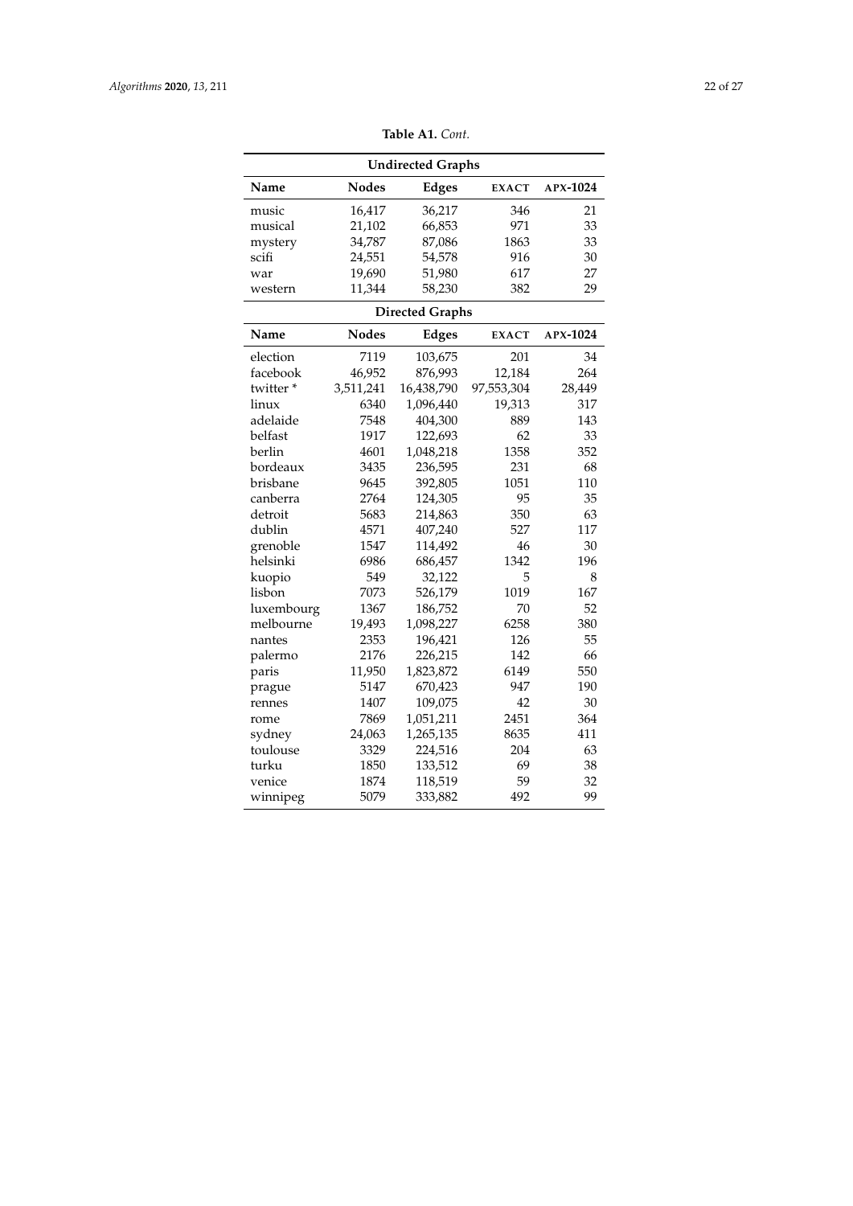**Table A1.** *Cont.*

| Undirected Graphs | | | | |
|---|---|---|---|---|
| **Name** | **Nodes** | **Edges** | **EXACT** | **APX-1024** |
| music | 16,417 | 36,217 | 346 | 21 |
| musical | 21,102 | 66,853 | 971 | 33 |
| mystery | 34,787 | 87,086 | 1863 | 33 |
| scifi | 24,551 | 54,578 | 916 | 30 |
| war | 19,690 | 51,980 | 617 | 27 |
| western | 11,344 | 58,230 | 382 | 29 |
| **Directed Graphs** | | | | |
| **Name** | **Nodes** | **Edges** | **EXACT** | **APX-1024** |
| election | 7119 | 103,675 | 201 | 34 |
| facebook | 46,952 | 876,993 | 12,184 | 264 |
| twitter * | 3,511,241 | 16,438,790 | 97,553,304 | 28,449 |
| linux | 6340 | 1,096,440 | 19,313 | 317 |
| adelaide | 7548 | 404,300 | 889 | 143 |
| belfast | 1917 | 122,693 | 62 | 33 |
| berlin | 4601 | 1,048,218 | 1358 | 352 |
| bordeaux | 3435 | 236,595 | 231 | 68 |
| brisbane | 9645 | 392,805 | 1051 | 110 |
| canberra | 2764 | 124,305 | 95 | 35 |
| detroit | 5683 | 214,863 | 350 | 63 |
| dublin | 4571 | 407,240 | 527 | 117 |
| grenoble | 1547 | 114,492 | 46 | 30 |
| helsinki | 6986 | 686,457 | 1342 | 196 |
| kuopio | 549 | 32,122 | 5 | 8 |
| lisbon | 7073 | 526,179 | 1019 | 167 |
| luxembourg | 1367 | 186,752 | 70 | 52 |
| melbourne | 19,493 | 1,098,227 | 6258 | 380 |
| nantes | 2353 | 196,421 | 126 | 55 |
| palermo | 2176 | 226,215 | 142 | 66 |
| paris | 11,950 | 1,823,872 | 6149 | 550 |
| prague | 5147 | 670,423 | 947 | 190 |
| rennes | 1407 | 109,075 | 42 | 30 |
| rome | 7869 | 1,051,211 | 2451 | 364 |
| sydney | 24,063 | 1,265,135 | 8635 | 411 |
| toulouse | 3329 | 224,516 | 204 | 63 |
| turku | 1850 | 133,512 | 69 | 38 |
| venice | 1874 | 118,519 | 59 | 32 |
| winnipeg | 5079 | 333,882 | 492 | 99 |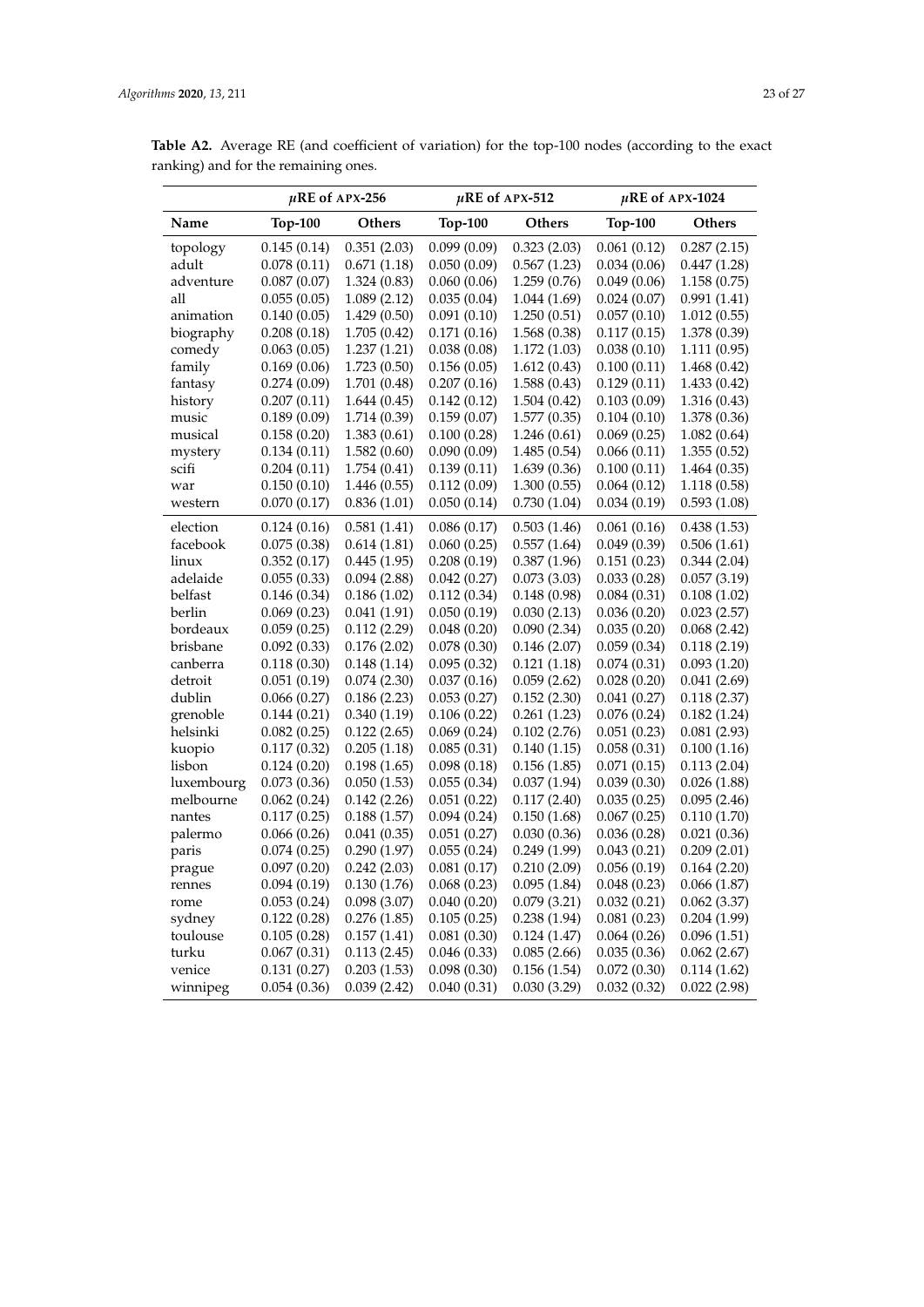**Table A2.** Average RE (and coefficient of variation) for the top-100 nodes (according to the exact ranking) and for the remaining ones.

| | $\mu$RE of APX-256 | | $\mu$RE of APX-512 | | $\mu$RE of APX-1024 | |
|---|---|---|---|---|---|---|
| **Name** | **Top-100** | **Others** | **Top-100** | **Others** | **Top-100** | **Others** |
| topology | 0.145 (0.14) | 0.351 (2.03) | 0.099 (0.09) | 0.323 (2.03) | 0.061 (0.12) | 0.287 (2.15) |
| adult | 0.078 (0.11) | 0.671 (1.18) | 0.050 (0.09) | 0.567 (1.23) | 0.034 (0.06) | 0.447 (1.28) |
| adventure | 0.087 (0.07) | 1.324 (0.83) | 0.060 (0.06) | 1.259 (0.76) | 0.049 (0.06) | 1.158 (0.75) |
| all | 0.055 (0.05) | 1.089 (2.12) | 0.035 (0.04) | 1.044 (1.69) | 0.024 (0.07) | 0.991 (1.41) |
| animation | 0.140 (0.05) | 1.429 (0.50) | 0.091 (0.10) | 1.250 (0.51) | 0.057 (0.10) | 1.012 (0.55) |
| biography | 0.208 (0.18) | 1.705 (0.42) | 0.171 (0.16) | 1.568 (0.38) | 0.117 (0.15) | 1.378 (0.39) |
| comedy | 0.063 (0.05) | 1.237 (1.21) | 0.038 (0.08) | 1.172 (1.03) | 0.038 (0.10) | 1.111 (0.95) |
| family | 0.169 (0.06) | 1.723 (0.50) | 0.156 (0.05) | 1.612 (0.43) | 0.100 (0.11) | 1.468 (0.42) |
| fantasy | 0.274 (0.09) | 1.701 (0.48) | 0.207 (0.16) | 1.588 (0.43) | 0.129 (0.11) | 1.433 (0.42) |
| history | 0.207 (0.11) | 1.644 (0.45) | 0.142 (0.12) | 1.504 (0.42) | 0.103 (0.09) | 1.316 (0.43) |
| music | 0.189 (0.09) | 1.714 (0.39) | 0.159 (0.07) | 1.577 (0.35) | 0.104 (0.10) | 1.378 (0.36) |
| musical | 0.158 (0.20) | 1.383 (0.61) | 0.100 (0.28) | 1.246 (0.61) | 0.069 (0.25) | 1.082 (0.64) |
| mystery | 0.134 (0.11) | 1.582 (0.60) | 0.090 (0.09) | 1.485 (0.54) | 0.066 (0.11) | 1.355 (0.52) |
| scifi | 0.204 (0.11) | 1.754 (0.41) | 0.139 (0.11) | 1.639 (0.36) | 0.100 (0.11) | 1.464 (0.35) |
| war | 0.150 (0.10) | 1.446 (0.55) | 0.112 (0.09) | 1.300 (0.55) | 0.064 (0.12) | 1.118 (0.58) |
| western | 0.070 (0.17) | 0.836 (1.01) | 0.050 (0.14) | 0.730 (1.04) | 0.034 (0.19) | 0.593 (1.08) |
| election | 0.124 (0.16) | 0.581 (1.41) | 0.086 (0.17) | 0.503 (1.46) | 0.061 (0.16) | 0.438 (1.53) |
| facebook | 0.075 (0.38) | 0.614 (1.81) | 0.060 (0.25) | 0.557 (1.64) | 0.049 (0.39) | 0.506 (1.61) |
| linux | 0.352 (0.17) | 0.445 (1.95) | 0.208 (0.19) | 0.387 (1.96) | 0.151 (0.23) | 0.344 (2.04) |
| adelaide | 0.055 (0.33) | 0.094 (2.88) | 0.042 (0.27) | 0.073 (3.03) | 0.033 (0.28) | 0.057 (3.19) |
| belfast | 0.146 (0.34) | 0.186 (1.02) | 0.112 (0.34) | 0.148 (0.98) | 0.084 (0.31) | 0.108 (1.02) |
| berlin | 0.069 (0.23) | 0.041 (1.91) | 0.050 (0.19) | 0.030 (2.13) | 0.036 (0.20) | 0.023 (2.57) |
| bordeaux | 0.059 (0.25) | 0.112 (2.29) | 0.048 (0.20) | 0.090 (2.34) | 0.035 (0.20) | 0.068 (2.42) |
| brisbane | 0.092 (0.33) | 0.176 (2.02) | 0.078 (0.30) | 0.146 (2.07) | 0.059 (0.34) | 0.118 (2.19) |
| canberra | 0.118 (0.30) | 0.148 (1.14) | 0.095 (0.32) | 0.121 (1.18) | 0.074 (0.31) | 0.093 (1.20) |
| detroit | 0.051 (0.19) | 0.074 (2.30) | 0.037 (0.16) | 0.059 (2.62) | 0.028 (0.20) | 0.041 (2.69) |
| dublin | 0.066 (0.27) | 0.186 (2.23) | 0.053 (0.27) | 0.152 (2.30) | 0.041 (0.27) | 0.118 (2.37) |
| grenoble | 0.144 (0.21) | 0.340 (1.19) | 0.106 (0.22) | 0.261 (1.23) | 0.076 (0.24) | 0.182 (1.24) |
| helsinki | 0.082 (0.25) | 0.122 (2.65) | 0.069 (0.24) | 0.102 (2.76) | 0.051 (0.23) | 0.081 (2.93) |
| kuopio | 0.117 (0.32) | 0.205 (1.18) | 0.085 (0.31) | 0.140 (1.15) | 0.058 (0.31) | 0.100 (1.16) |
| lisbon | 0.124 (0.20) | 0.198 (1.65) | 0.098 (0.18) | 0.156 (1.85) | 0.071 (0.15) | 0.113 (2.04) |
| luxembourg | 0.073 (0.36) | 0.050 (1.53) | 0.055 (0.34) | 0.037 (1.94) | 0.039 (0.30) | 0.026 (1.88) |
| melbourne | 0.062 (0.24) | 0.142 (2.26) | 0.051 (0.22) | 0.117 (2.40) | 0.035 (0.25) | 0.095 (2.46) |
| nantes | 0.117 (0.25) | 0.188 (1.57) | 0.094 (0.24) | 0.150 (1.68) | 0.067 (0.25) | 0.110 (1.70) |
| palermo | 0.066 (0.26) | 0.041 (0.35) | 0.051 (0.27) | 0.030 (0.36) | 0.036 (0.28) | 0.021 (0.36) |
| paris | 0.074 (0.25) | 0.290 (1.97) | 0.055 (0.24) | 0.249 (1.99) | 0.043 (0.21) | 0.209 (2.01) |
| prague | 0.097 (0.20) | 0.242 (2.03) | 0.081 (0.17) | 0.210 (2.09) | 0.056 (0.19) | 0.164 (2.20) |
| rennes | 0.094 (0.19) | 0.130 (1.76) | 0.068 (0.23) | 0.095 (1.84) | 0.048 (0.23) | 0.066 (1.87) |
| rome | 0.053 (0.24) | 0.098 (3.07) | 0.040 (0.20) | 0.079 (3.21) | 0.032 (0.21) | 0.062 (3.37) |
| sydney | 0.122 (0.28) | 0.276 (1.85) | 0.105 (0.25) | 0.238 (1.94) | 0.081 (0.23) | 0.204 (1.99) |
| toulouse | 0.105 (0.28) | 0.157 (1.41) | 0.081 (0.30) | 0.124 (1.47) | 0.064 (0.26) | 0.096 (1.51) |
| turku | 0.067 (0.31) | 0.113 (2.45) | 0.046 (0.33) | 0.085 (2.66) | 0.035 (0.36) | 0.062 (2.67) |
| venice | 0.131 (0.27) | 0.203 (1.53) | 0.098 (0.30) | 0.156 (1.54) | 0.072 (0.30) | 0.114 (1.62) |
| winnipeg | 0.054 (0.36) | 0.039 (2.42) | 0.040 (0.31) | 0.030 (3.29) | 0.032 (0.32) | 0.022 (2.98) |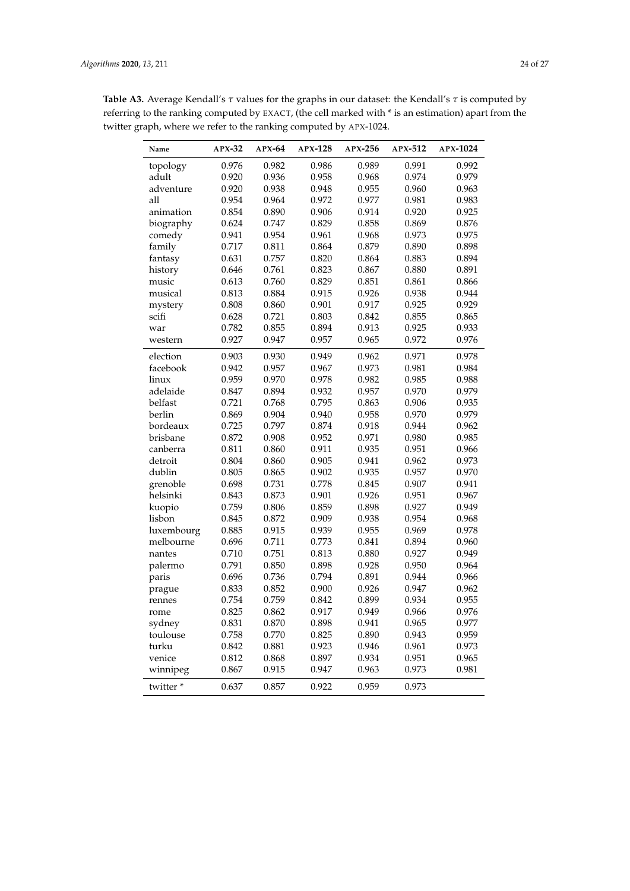**Table A3.** Average Kendall's $\tau$ values for the graphs in our dataset: the Kendall's $\tau$ is computed by referring to the ranking computed by EXACT, (the cell marked with * is an estimation) apart from the twitter graph, where we refer to the ranking computed by APX-1024.

| Name | APX-32 | APX-64 | APX-128 | APX-256 | APX-512 | APX-1024 |
|---|---|---|---|---|---|---|
| topology | 0.976 | 0.982 | 0.986 | 0.989 | 0.991 | 0.992 |
| adult | 0.920 | 0.936 | 0.958 | 0.968 | 0.974 | 0.979 |
| adventure | 0.920 | 0.938 | 0.948 | 0.955 | 0.960 | 0.963 |
| all | 0.954 | 0.964 | 0.972 | 0.977 | 0.981 | 0.983 |
| animation | 0.854 | 0.890 | 0.906 | 0.914 | 0.920 | 0.925 |
| biography | 0.624 | 0.747 | 0.829 | 0.858 | 0.869 | 0.876 |
| comedy | 0.941 | 0.954 | 0.961 | 0.968 | 0.973 | 0.975 |
| family | 0.717 | 0.811 | 0.864 | 0.879 | 0.890 | 0.898 |
| fantasy | 0.631 | 0.757 | 0.820 | 0.864 | 0.883 | 0.894 |
| history | 0.646 | 0.761 | 0.823 | 0.867 | 0.880 | 0.891 |
| music | 0.613 | 0.760 | 0.829 | 0.851 | 0.861 | 0.866 |
| musical | 0.813 | 0.884 | 0.915 | 0.926 | 0.938 | 0.944 |
| mystery | 0.808 | 0.860 | 0.901 | 0.917 | 0.925 | 0.929 |
| scifi | 0.628 | 0.721 | 0.803 | 0.842 | 0.855 | 0.865 |
| war | 0.782 | 0.855 | 0.894 | 0.913 | 0.925 | 0.933 |
| western | 0.927 | 0.947 | 0.957 | 0.965 | 0.972 | 0.976 |
| election | 0.903 | 0.930 | 0.949 | 0.962 | 0.971 | 0.978 |
| facebook | 0.942 | 0.957 | 0.967 | 0.973 | 0.981 | 0.984 |
| linux | 0.959 | 0.970 | 0.978 | 0.982 | 0.985 | 0.988 |
| adelaide | 0.847 | 0.894 | 0.932 | 0.957 | 0.970 | 0.979 |
| belfast | 0.721 | 0.768 | 0.795 | 0.863 | 0.906 | 0.935 |
| berlin | 0.869 | 0.904 | 0.940 | 0.958 | 0.970 | 0.979 |
| bordeaux | 0.725 | 0.797 | 0.874 | 0.918 | 0.944 | 0.962 |
| brisbane | 0.872 | 0.908 | 0.952 | 0.971 | 0.980 | 0.985 |
| canberra | 0.811 | 0.860 | 0.911 | 0.935 | 0.951 | 0.966 |
| detroit | 0.804 | 0.860 | 0.905 | 0.941 | 0.962 | 0.973 |
| dublin | 0.805 | 0.865 | 0.902 | 0.935 | 0.957 | 0.970 |
| grenoble | 0.698 | 0.731 | 0.778 | 0.845 | 0.907 | 0.941 |
| helsinki | 0.843 | 0.873 | 0.901 | 0.926 | 0.951 | 0.967 |
| kuopio | 0.759 | 0.806 | 0.859 | 0.898 | 0.927 | 0.949 |
| lisbon | 0.845 | 0.872 | 0.909 | 0.938 | 0.954 | 0.968 |
| luxembourg | 0.885 | 0.915 | 0.939 | 0.955 | 0.969 | 0.978 |
| melbourne | 0.696 | 0.711 | 0.773 | 0.841 | 0.894 | 0.960 |
| nantes | 0.710 | 0.751 | 0.813 | 0.880 | 0.927 | 0.949 |
| palermo | 0.791 | 0.850 | 0.898 | 0.928 | 0.950 | 0.964 |
| paris | 0.696 | 0.736 | 0.794 | 0.891 | 0.944 | 0.966 |
| prague | 0.833 | 0.852 | 0.900 | 0.926 | 0.947 | 0.962 |
| rennes | 0.754 | 0.759 | 0.842 | 0.899 | 0.934 | 0.955 |
| rome | 0.825 | 0.862 | 0.917 | 0.949 | 0.966 | 0.976 |
| sydney | 0.831 | 0.870 | 0.898 | 0.941 | 0.965 | 0.977 |
| toulouse | 0.758 | 0.770 | 0.825 | 0.890 | 0.943 | 0.959 |
| turku | 0.842 | 0.881 | 0.923 | 0.946 | 0.961 | 0.973 |
| venice | 0.812 | 0.868 | 0.897 | 0.934 | 0.951 | 0.965 |
| winnipeg | 0.867 | 0.915 | 0.947 | 0.963 | 0.973 | 0.981 |
| twitter * | 0.637 | 0.857 | 0.922 | 0.959 | 0.973 | |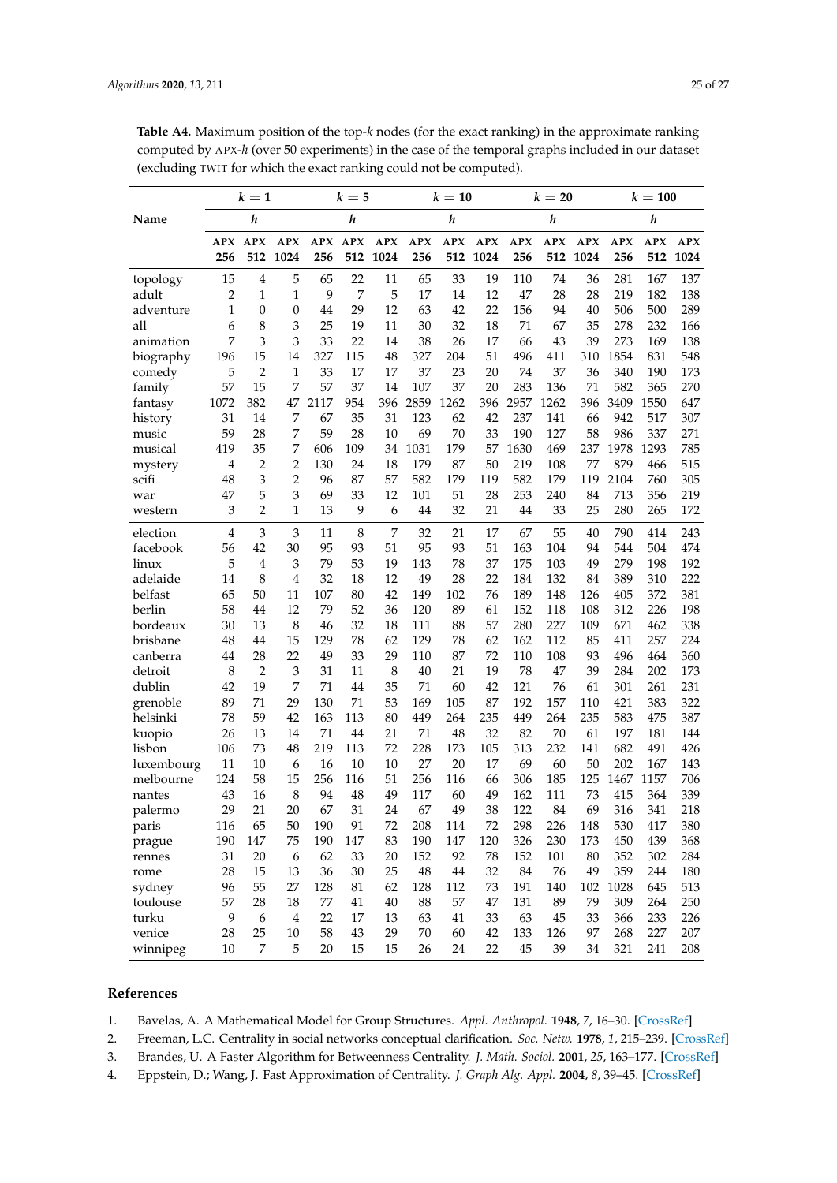**Table A4.** Maximum position of the top-$k$ nodes (for the exact ranking) in the approximate ranking computed by APX-$h$ (over 50 experiments) in the case of the temporal graphs included in our dataset (excluding TWIT for which the exact ranking could not be computed).

| Name | $k=1$ | | | $k=5$ | | | $k=10$ | | | $k=20$ | | | $k=100$ | | |
|---|---|---|---|---|---|---|---|---|---|---|---|---|---|---|---|
| | $h$ | | | $h$ | | | $h$ | | | $h$ | | | $h$ | | |
| | **APX 256** | **APX 512** | **APX 1024** | **APX 256** | **APX 512** | **APX 1024** | **APX 256** | **APX 512** | **APX 1024** | **APX 256** | **APX 512** | **APX 1024** | **APX 256** | **APX 512** | **APX 1024** |
| topology | 15 | 4 | 5 | 65 | 22 | 11 | 65 | 33 | 19 | 110 | 74 | 36 | 281 | 167 | 137 |
| adult | 2 | 1 | 1 | 9 | 7 | 5 | 17 | 14 | 12 | 47 | 28 | 28 | 219 | 182 | 138 |
| adventure | 1 | 0 | 0 | 44 | 29 | 12 | 63 | 42 | 22 | 156 | 94 | 40 | 506 | 500 | 289 |
| all | 6 | 8 | 3 | 25 | 19 | 11 | 30 | 32 | 18 | 71 | 67 | 35 | 278 | 232 | 166 |
| animation | 7 | 3 | 3 | 33 | 22 | 14 | 38 | 26 | 17 | 66 | 43 | 39 | 273 | 169 | 138 |
| biography | 196 | 15 | 14 | 327 | 115 | 48 | 327 | 204 | 51 | 496 | 411 | 310 | 1854 | 831 | 548 |
| comedy | 5 | 2 | 1 | 33 | 17 | 17 | 37 | 23 | 20 | 74 | 37 | 36 | 340 | 190 | 173 |
| family | 57 | 15 | 7 | 57 | 37 | 14 | 107 | 37 | 20 | 283 | 136 | 71 | 582 | 365 | 270 |
| fantasy | 1072 | 382 | 47 | 2117 | 954 | 396 | 2859 | 1262 | 396 | 2957 | 1262 | 396 | 3409 | 1550 | 647 |
| history | 31 | 14 | 7 | 67 | 35 | 31 | 123 | 62 | 42 | 237 | 141 | 66 | 942 | 517 | 307 |
| music | 59 | 28 | 7 | 59 | 28 | 10 | 69 | 70 | 33 | 190 | 127 | 58 | 986 | 337 | 271 |
| musical | 419 | 35 | 7 | 606 | 109 | 34 | 1031 | 179 | 57 | 1630 | 469 | 237 | 1978 | 1293 | 785 |
| mystery | 4 | 2 | 2 | 130 | 24 | 18 | 179 | 87 | 50 | 219 | 108 | 77 | 879 | 466 | 515 |
| scifi | 48 | 3 | 2 | 96 | 87 | 57 | 582 | 179 | 119 | 582 | 179 | 119 | 2104 | 760 | 305 |
| war | 47 | 5 | 3 | 69 | 33 | 12 | 101 | 51 | 28 | 253 | 240 | 84 | 713 | 356 | 219 |
| western | 3 | 2 | 1 | 13 | 9 | 6 | 44 | 32 | 21 | 44 | 33 | 25 | 280 | 265 | 172 |
| election | 4 | 3 | 3 | 11 | 8 | 7 | 32 | 21 | 17 | 67 | 55 | 40 | 790 | 414 | 243 |
| facebook | 56 | 42 | 30 | 95 | 93 | 51 | 95 | 93 | 51 | 163 | 104 | 94 | 544 | 504 | 474 |
| linux | 5 | 4 | 3 | 79 | 53 | 19 | 143 | 78 | 37 | 175 | 103 | 49 | 279 | 198 | 192 |
| adelaide | 14 | 8 | 4 | 32 | 18 | 12 | 49 | 28 | 22 | 184 | 132 | 84 | 389 | 310 | 222 |
| belfast | 65 | 50 | 11 | 107 | 80 | 42 | 149 | 102 | 76 | 189 | 148 | 126 | 405 | 372 | 381 |
| berlin | 58 | 44 | 12 | 79 | 52 | 36 | 120 | 89 | 61 | 152 | 118 | 108 | 312 | 226 | 198 |
| bordeaux | 30 | 13 | 8 | 46 | 32 | 18 | 111 | 88 | 57 | 280 | 227 | 109 | 671 | 462 | 338 |
| brisbane | 48 | 44 | 15 | 129 | 78 | 62 | 129 | 78 | 62 | 162 | 112 | 85 | 411 | 257 | 224 |
| canberra | 44 | 28 | 22 | 49 | 33 | 29 | 110 | 87 | 72 | 110 | 108 | 93 | 496 | 464 | 360 |
| detroit | 8 | 2 | 3 | 31 | 11 | 8 | 40 | 21 | 19 | 78 | 47 | 39 | 284 | 202 | 173 |
| dublin | 42 | 19 | 7 | 71 | 44 | 35 | 71 | 60 | 42 | 121 | 76 | 61 | 301 | 261 | 231 |
| grenoble | 89 | 71 | 29 | 130 | 71 | 53 | 169 | 105 | 87 | 192 | 157 | 110 | 421 | 383 | 322 |
| helsinki | 78 | 59 | 42 | 163 | 113 | 80 | 449 | 264 | 235 | 449 | 264 | 235 | 583 | 475 | 387 |
| kuopio | 26 | 13 | 14 | 71 | 44 | 21 | 71 | 48 | 32 | 82 | 70 | 61 | 197 | 181 | 144 |
| lisbon | 106 | 73 | 48 | 219 | 113 | 72 | 228 | 173 | 105 | 313 | 232 | 141 | 682 | 491 | 426 |
| luxembourg | 11 | 10 | 6 | 16 | 10 | 10 | 27 | 20 | 17 | 69 | 60 | 50 | 202 | 167 | 143 |
| melbourne | 124 | 58 | 15 | 256 | 116 | 51 | 256 | 116 | 66 | 306 | 185 | 125 | 1467 | 1157 | 706 |
| nantes | 43 | 16 | 8 | 94 | 48 | 49 | 117 | 60 | 49 | 162 | 111 | 73 | 415 | 364 | 339 |
| palermo | 29 | 21 | 20 | 67 | 31 | 24 | 67 | 49 | 38 | 122 | 84 | 69 | 316 | 341 | 218 |
| paris | 116 | 65 | 50 | 190 | 91 | 72 | 208 | 114 | 72 | 298 | 226 | 148 | 530 | 417 | 380 |
| prague | 190 | 147 | 75 | 190 | 147 | 83 | 190 | 147 | 120 | 326 | 230 | 173 | 450 | 439 | 368 |
| rennes | 31 | 20 | 6 | 62 | 33 | 20 | 152 | 92 | 78 | 152 | 101 | 80 | 352 | 302 | 284 |
| rome | 28 | 15 | 13 | 36 | 30 | 25 | 48 | 44 | 32 | 84 | 76 | 49 | 359 | 244 | 180 |
| sydney | 96 | 55 | 27 | 128 | 81 | 62 | 128 | 112 | 73 | 191 | 140 | 102 | 1028 | 645 | 513 |
| toulouse | 57 | 28 | 18 | 77 | 41 | 40 | 88 | 57 | 47 | 131 | 89 | 79 | 309 | 264 | 250 |
| turku | 9 | 6 | 4 | 22 | 17 | 13 | 63 | 41 | 33 | 63 | 45 | 33 | 366 | 233 | 226 |
| venice | 28 | 25 | 10 | 58 | 43 | 29 | 70 | 60 | 42 | 133 | 126 | 97 | 268 | 227 | 207 |
| winnipeg | 10 | 7 | 5 | 20 | 15 | 15 | 26 | 24 | 22 | 45 | 39 | 34 | 321 | 241 | 208 |

## References

1. Bavelas, A. A Mathematical Model for Group Structures. *Appl. Anthropol.* **1948**, *7*, 16–30. [CrossRef]
2. Freeman, L.C. Centrality in social networks conceptual clarification. *Soc. Netw.* **1978**, *1*, 215–239. [CrossRef]
3. Brandes, U. A Faster Algorithm for Betweenness Centrality. *J. Math. Sociol.* **2001**, *25*, 163–177. [CrossRef]
4. Eppstein, D.; Wang, J. Fast Approximation of Centrality. *J. Graph Alg. Appl.* **2004**, *8*, 39–45. [CrossRef]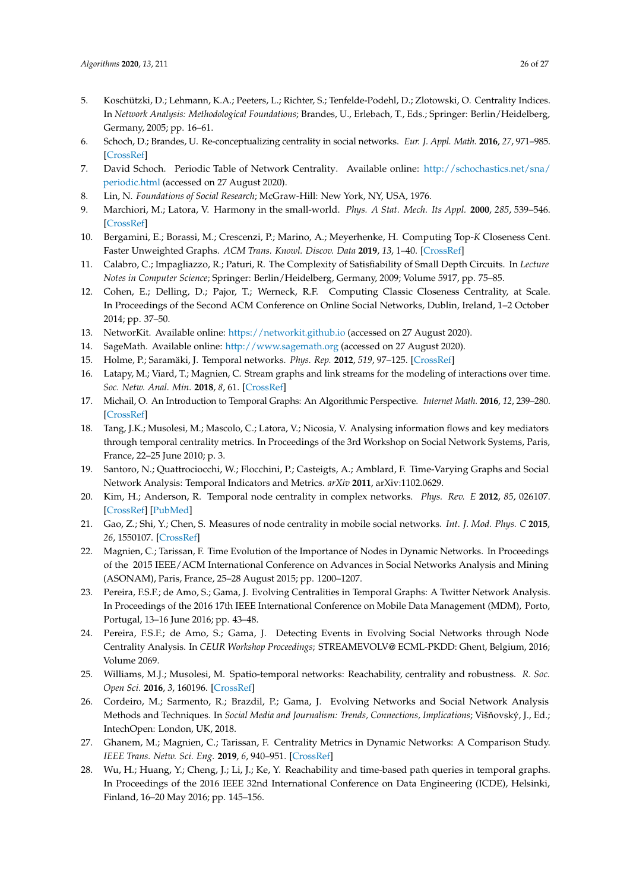5. Koschützki, D.; Lehmann, K.A.; Peeters, L.; Richter, S.; Tenfelde-Podehl, D.; Zlotowski, O. Centrality Indices. In *Network Analysis: Methodological Foundations*; Brandes, U., Erlebach, T., Eds.; Springer: Berlin/Heidelberg, Germany, 2005; pp. 16–61.
6. Schoch, D.; Brandes, U. Re-conceptualizing centrality in social networks. *Eur. J. Appl. Math.* **2016**, *27*, 971–985. [CrossRef]
7. David Schoch. Periodic Table of Network Centrality. Available online: http://schochastics.net/sna/periodic.html (accessed on 27 August 2020).
8. Lin, N. *Foundations of Social Research*; McGraw-Hill: New York, NY, USA, 1976.
9. Marchiori, M.; Latora, V. Harmony in the small-world. *Phys. A Stat. Mech. Its Appl.* **2000**, *285*, 539–546. [CrossRef]
10. Bergamini, E.; Borassi, M.; Crescenzi, P.; Marino, A.; Meyerhenke, H. Computing Top-*K* Closeness Cent. Faster Unweighted Graphs. *ACM Trans. Knowl. Discov. Data* **2019**, *13*, 1–40. [CrossRef]
11. Calabro, C.; Impagliazzo, R.; Paturi, R. The Complexity of Satisfiability of Small Depth Circuits. In *Lecture Notes in Computer Science*; Springer: Berlin/Heidelberg, Germany, 2009; Volume 5917, pp. 75–85.
12. Cohen, E.; Delling, D.; Pajor, T.; Werneck, R.F. Computing Classic Closeness Centrality, at Scale. In Proceedings of the Second ACM Conference on Online Social Networks, Dublin, Ireland, 1–2 October 2014; pp. 37–50.
13. NetworKit. Available online: https://networkit.github.io (accessed on 27 August 2020).
14. SageMath. Available online: http://www.sagemath.org (accessed on 27 August 2020).
15. Holme, P.; Saramäki, J. Temporal networks. *Phys. Rep.* **2012**, *519*, 97–125. [CrossRef]
16. Latapy, M.; Viard, T.; Magnien, C. Stream graphs and link streams for the modeling of interactions over time. *Soc. Netw. Anal. Min.* **2018**, *8*, 61. [CrossRef]
17. Michail, O. An Introduction to Temporal Graphs: An Algorithmic Perspective. *Internet Math.* **2016**, *12*, 239–280. [CrossRef]
18. Tang, J.K.; Musolesi, M.; Mascolo, C.; Latora, V.; Nicosia, V. Analysing information flows and key mediators through temporal centrality metrics. In Proceedings of the 3rd Workshop on Social Network Systems, Paris, France, 22–25 June 2010; p. 3.
19. Santoro, N.; Quattrociocchi, W.; Flocchini, P.; Casteigts, A.; Amblard, F. Time-Varying Graphs and Social Network Analysis: Temporal Indicators and Metrics. *arXiv* **2011**, arXiv:1102.0629.
20. Kim, H.; Anderson, R. Temporal node centrality in complex networks. *Phys. Rev. E* **2012**, *85*, 026107. [CrossRef] [PubMed]
21. Gao, Z.; Shi, Y.; Chen, S. Measures of node centrality in mobile social networks. *Int. J. Mod. Phys. C* **2015**, *26*, 1550107. [CrossRef]
22. Magnien, C.; Tarissan, F. Time Evolution of the Importance of Nodes in Dynamic Networks. In Proceedings of the 2015 IEEE/ACM International Conference on Advances in Social Networks Analysis and Mining (ASONAM), Paris, France, 25–28 August 2015; pp. 1200–1207.
23. Pereira, F.S.F.; de Amo, S.; Gama, J. Evolving Centralities in Temporal Graphs: A Twitter Network Analysis. In Proceedings of the 2016 17th IEEE International Conference on Mobile Data Management (MDM), Porto, Portugal, 13–16 June 2016; pp. 43–48.
24. Pereira, F.S.F.; de Amo, S.; Gama, J. Detecting Events in Evolving Social Networks through Node Centrality Analysis. In *CEUR Workshop Proceedings*; STREAMEVOLV@ ECML-PKDD: Ghent, Belgium, 2016; Volume 2069.
25. Williams, M.J.; Musolesi, M. Spatio-temporal networks: Reachability, centrality and robustness. *R. Soc. Open Sci.* **2016**, *3*, 160196. [CrossRef]
26. Cordeiro, M.; Sarmento, R.; Brazdil, P.; Gama, J. Evolving Networks and Social Network Analysis Methods and Techniques. In *Social Media and Journalism: Trends, Connections, Implications*; Višňovský, J., Ed.; IntechOpen: London, UK, 2018.
27. Ghanem, M.; Magnien, C.; Tarissan, F. Centrality Metrics in Dynamic Networks: A Comparison Study. *IEEE Trans. Netw. Sci. Eng.* **2019**, *6*, 940–951. [CrossRef]
28. Wu, H.; Huang, Y.; Cheng, J.; Li, J.; Ke, Y. Reachability and time-based path queries in temporal graphs. In Proceedings of the 2016 IEEE 32nd International Conference on Data Engineering (ICDE), Helsinki, Finland, 16–20 May 2016; pp. 145–156.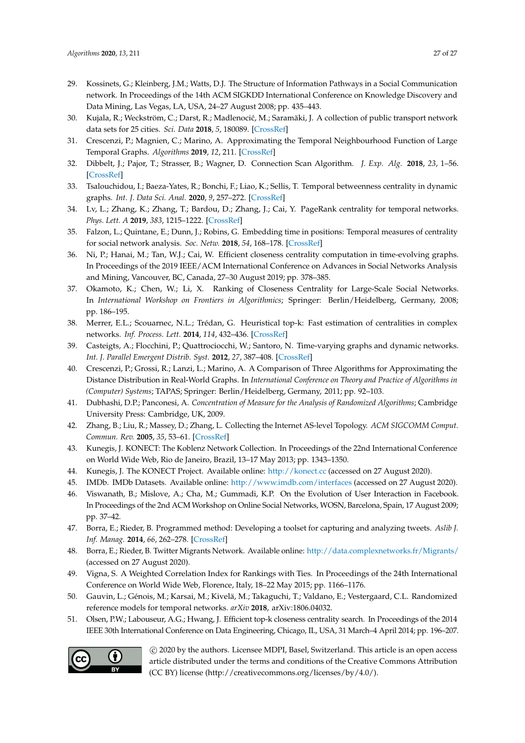29. Kossinets, G.; Kleinberg, J.M.; Watts, D.J. The Structure of Information Pathways in a Social Communication network. In Proceedings of the 14th ACM SIGKDD International Conference on Knowledge Discovery and Data Mining, Las Vegas, LA, USA, 24–27 August 2008; pp. 435–443.
30. Kujala, R.; Weckström, C.; Darst, R.; Madlenocić, M.; Saramäki, J. A collection of public transport network data sets for 25 cities. *Sci. Data* **2018**, *5*, 180089. [CrossRef]
31. Crescenzi, P.; Magnien, C.; Marino, A. Approximating the Temporal Neighbourhood Function of Large Temporal Graphs. *Algorithms* **2019**, *12*, 211. [CrossRef]
32. Dibbelt, J.; Pajor, T.; Strasser, B.; Wagner, D. Connection Scan Algorithm. *J. Exp. Alg.* **2018**, *23*, 1–56. [CrossRef]
33. Tsalouchidou, I.; Baeza-Yates, R.; Bonchi, F.; Liao, K.; Sellis, T. Temporal betweenness centrality in dynamic graphs. *Int. J. Data Sci. Anal.* **2020**, *9*, 257–272. [CrossRef]
34. Lv, L.; Zhang, K.; Zhang, T.; Bardou, D.; Zhang, J.; Cai, Y. PageRank centrality for temporal networks. *Phys. Lett. A* **2019**, *383*, 1215–1222. [CrossRef]
35. Falzon, L.; Quintane, E.; Dunn, J.; Robins, G. Embedding time in positions: Temporal measures of centrality for social network analysis. *Soc. Netw.* **2018**, *54*, 168–178. [CrossRef]
36. Ni, P.; Hanai, M.; Tan, W.J.; Cai, W. Efficient closeness centrality computation in time-evolving graphs. In Proceedings of the 2019 IEEE/ACM International Conference on Advances in Social Networks Analysis and Mining, Vancouver, BC, Canada, 27–30 August 2019; pp. 378–385.
37. Okamoto, K.; Chen, W.; Li, X. Ranking of Closeness Centrality for Large-Scale Social Networks. In *International Workshop on Frontiers in Algorithmics*; Springer: Berlin/Heidelberg, Germany, 2008; pp. 186–195.
38. Merrer, E.L.; Scouarnec, N.L.; Trédan, G. Heuristical top-k: Fast estimation of centralities in complex networks. *Inf. Process. Lett.* **2014**, *114*, 432–436. [CrossRef]
39. Casteigts, A.; Flocchini, P.; Quattrociocchi, W.; Santoro, N. Time-varying graphs and dynamic networks. *Int. J. Parallel Emergent Distrib. Syst.* **2012**, *27*, 387–408. [CrossRef]
40. Crescenzi, P.; Grossi, R.; Lanzi, L.; Marino, A. A Comparison of Three Algorithms for Approximating the Distance Distribution in Real-World Graphs. In *International Conference on Theory and Practice of Algorithms in (Computer) Systems*; TAPAS; Springer: Berlin/Heidelberg, Germany, 2011; pp. 92–103.
41. Dubhashi, D.P.; Panconesi, A. *Concentration of Measure for the Analysis of Randomized Algorithms*; Cambridge University Press: Cambridge, UK, 2009.
42. Zhang, B.; Liu, R.; Massey, D.; Zhang, L. Collecting the Internet AS-level Topology. *ACM SIGCOMM Comput. Commun. Rev.* **2005**, *35*, 53–61. [CrossRef]
43. Kunegis, J. KONECT: The Koblenz Network Collection. In Proceedings of the 22nd International Conference on World Wide Web, Rio de Janeiro, Brazil, 13–17 May 2013; pp. 1343–1350.
44. Kunegis, J. The KONECT Project. Available online: http://konect.cc (accessed on 27 August 2020).
45. IMDb. IMDb Datasets. Available online: http://www.imdb.com/interfaces (accessed on 27 August 2020).
46. Viswanath, B.; Mislove, A.; Cha, M.; Gummadi, K.P. On the Evolution of User Interaction in Facebook. In Proceedings of the 2nd ACM Workshop on Online Social Networks, WOSN, Barcelona, Spain, 17 August 2009; pp. 37–42.
47. Borra, E.; Rieder, B. Programmed method: Developing a toolset for capturing and analyzing tweets. *Aslib J. Inf. Manag.* **2014**, *66*, 262–278. [CrossRef]
48. Borra, E.; Rieder, B. Twitter Migrants Network. Available online: http://data.complexnetworks.fr/Migrants/ (accessed on 27 August 2020).
49. Vigna, S. A Weighted Correlation Index for Rankings with Ties. In Proceedings of the 24th International Conference on World Wide Web, Florence, Italy, 18–22 May 2015; pp. 1166–1176.
50. Gauvin, L.; Génois, M.; Karsai, M.; Kivelä, M.; Takaguchi, T.; Valdano, E.; Vestergaard, C.L. Randomized reference models for temporal networks. *arXiv* **2018**, arXiv:1806.04032.
51. Olsen, P.W.; Labouseur, A.G.; Hwang, J. Efficient top-k closeness centrality search. In Proceedings of the 2014 IEEE 30th International Conference on Data Engineering, Chicago, IL, USA, 31 March–4 April 2014; pp. 196–207.

© 2020 by the authors. Licensee MDPI, Basel, Switzerland. This article is an open access article distributed under the terms and conditions of the Creative Commons Attribution (CC BY) license (http://creativecommons.org/licenses/by/4.0/).